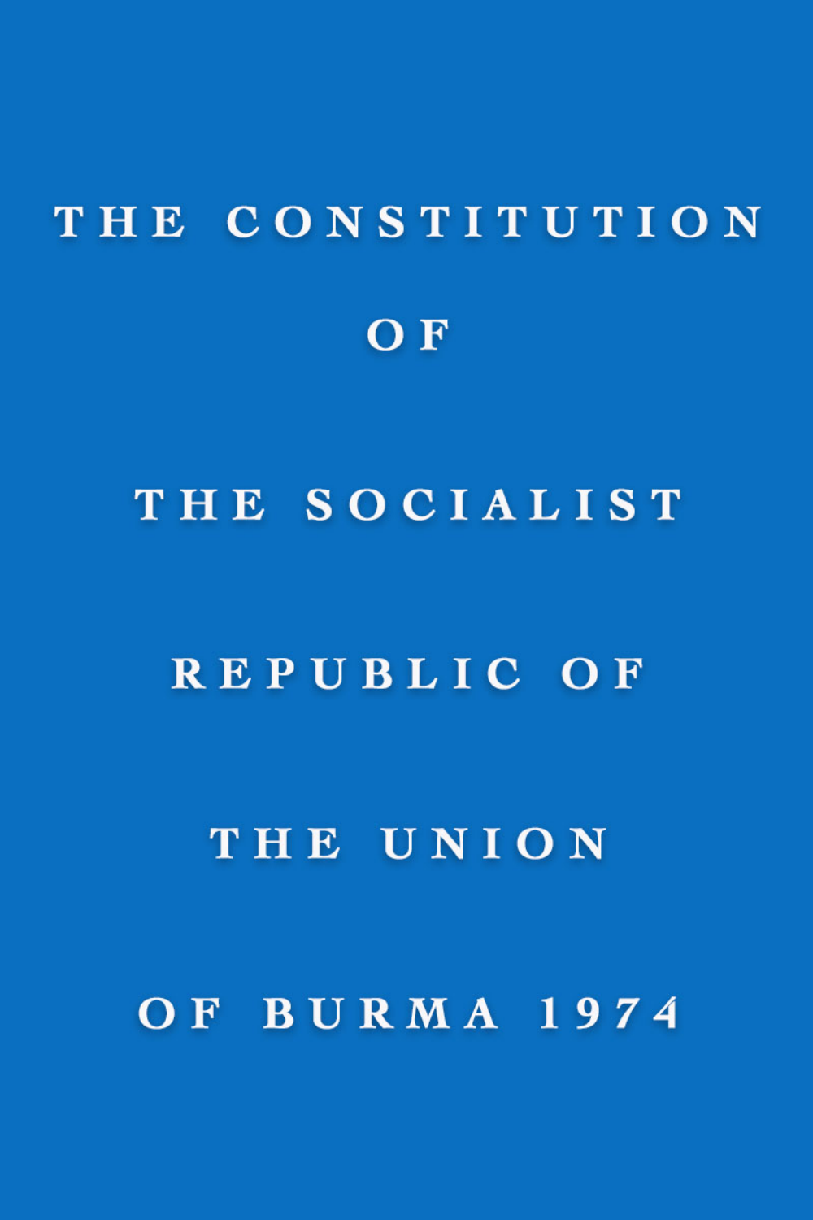# THE CONSTITUTION OF THE SOCIALIST REPUBLIC OF THE UNION OF BURMA 1974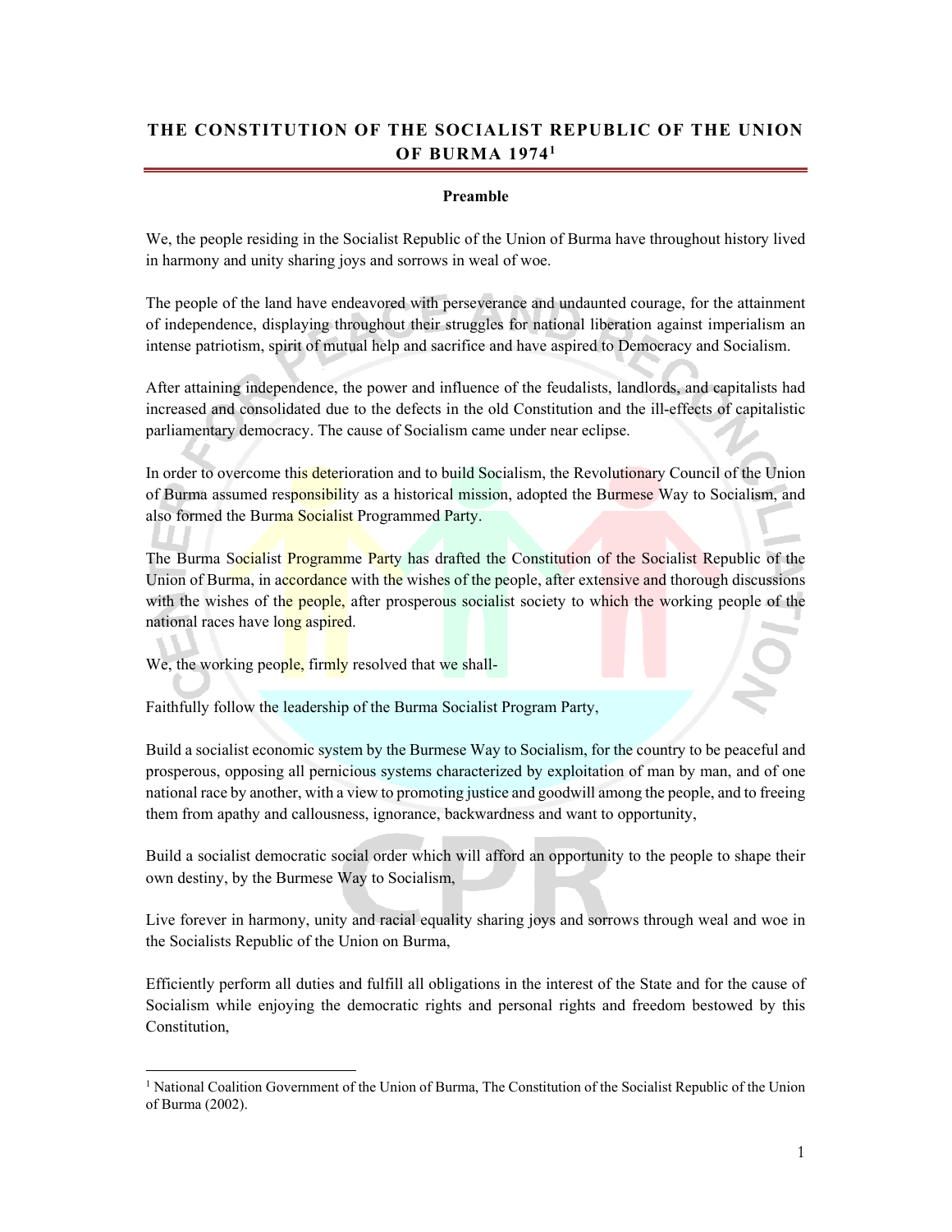# THE CONSTITUTION OF THE SOCIALIST REPUBLIC OF THE UNION OF BURMA 1974[1]

**Preamble**

We, the people residing in the Socialist Republic of the Union of Burma have throughout history lived in harmony and unity sharing joys and sorrows in weal of woe.

The people of the land have endeavored with perseverance and undaunted courage, for the attainment of independence, displaying throughout their struggles for national liberation against imperialism an intense patriotism, spirit of mutual help and sacrifice and have aspired to Democracy and Socialism.

After attaining independence, the power and influence of the feudalists, landlords, and capitalists had increased and consolidated due to the defects in the old Constitution and the ill-effects of capitalistic parliamentary democracy. The cause of Socialism came under near eclipse.

In order to overcome this deterioration and to build Socialism, the Revolutionary Council of the Union of Burma assumed responsibility as a historical mission, adopted the Burmese Way to Socialism, and also formed the Burma Socialist Programmed Party.

The Burma Socialist Programme Party has drafted the Constitution of the Socialist Republic of the Union of Burma, in accordance with the wishes of the people, after extensive and thorough discussions with the wishes of the people, after prosperous socialist society to which the working people of the national races have long aspired.

We, the working people, firmly resolved that we shall-

Faithfully follow the leadership of the Burma Socialist Program Party,

Build a socialist economic system by the Burmese Way to Socialism, for the country to be peaceful and prosperous, opposing all pernicious systems characterized by exploitation of man by man, and of one national race by another, with a view to promoting justice and goodwill among the people, and to freeing them from apathy and callousness, ignorance, backwardness and want to opportunity,

Build a socialist democratic social order which will afford an opportunity to the people to shape their own destiny, by the Burmese Way to Socialism,

Live forever in harmony, unity and racial equality sharing joys and sorrows through weal and woe in the Socialists Republic of the Union on Burma,

Efficiently perform all duties and fulfill all obligations in the interest of the State and for the cause of Socialism while enjoying the democratic rights and personal rights and freedom bestowed by this Constitution,

[1] National Coalition Government of the Union of Burma, The Constitution of the Socialist Republic of the Union of Burma (2002).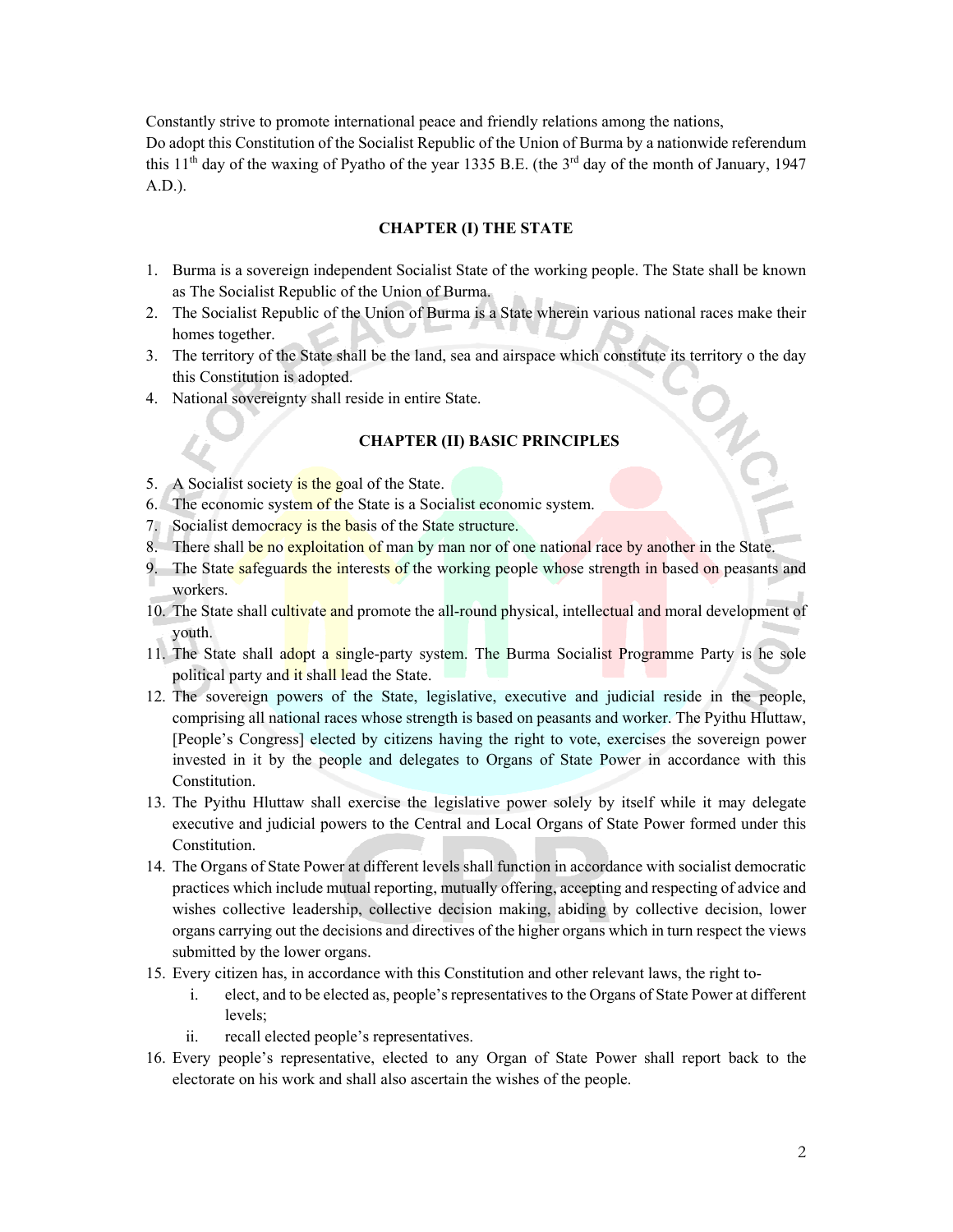Constantly strive to promote international peace and friendly relations among the nations,
Do adopt this Constitution of the Socialist Republic of the Union of Burma by a nationwide referendum this 11th day of the waxing of Pyatho of the year 1335 B.E. (the 3rd day of the month of January, 1947 A.D.).

## CHAPTER (I) THE STATE

1. Burma is a sovereign independent Socialist State of the working people. The State shall be known as The Socialist Republic of the Union of Burma.
2. The Socialist Republic of the Union of Burma is a State wherein various national races make their homes together.
3. The territory of the State shall be the land, sea and airspace which constitute its territory o the day this Constitution is adopted.
4. National sovereignty shall reside in entire State.

## CHAPTER (II) BASIC PRINCIPLES

5. A Socialist society is the goal of the State.
6. The economic system of the State is a Socialist economic system.
7. Socialist democracy is the basis of the State structure.
8. There shall be no exploitation of man by man nor of one national race by another in the State.
9. The State safeguards the interests of the working people whose strength in based on peasants and workers.
10. The State shall cultivate and promote the all-round physical, intellectual and moral development of youth.
11. The State shall adopt a single-party system. The Burma Socialist Programme Party is he sole political party and it shall lead the State.
12. The sovereign powers of the State, legislative, executive and judicial reside in the people, comprising all national races whose strength is based on peasants and worker. The Pyithu Hluttaw, [People's Congress] elected by citizens having the right to vote, exercises the sovereign power invested in it by the people and delegates to Organs of State Power in accordance with this Constitution.
13. The Pyithu Hluttaw shall exercise the legislative power solely by itself while it may delegate executive and judicial powers to the Central and Local Organs of State Power formed under this Constitution.
14. The Organs of State Power at different levels shall function in accordance with socialist democratic practices which include mutual reporting, mutually offering, accepting and respecting of advice and wishes collective leadership, collective decision making, abiding by collective decision, lower organs carrying out the decisions and directives of the higher organs which in turn respect the views submitted by the lower organs.
15. Every citizen has, in accordance with this Constitution and other relevant laws, the right to-
    i. elect, and to be elected as, people's representatives to the Organs of State Power at different levels;
    ii. recall elected people's representatives.
16. Every people's representative, elected to any Organ of State Power shall report back to the electorate on his work and shall also ascertain the wishes of the people.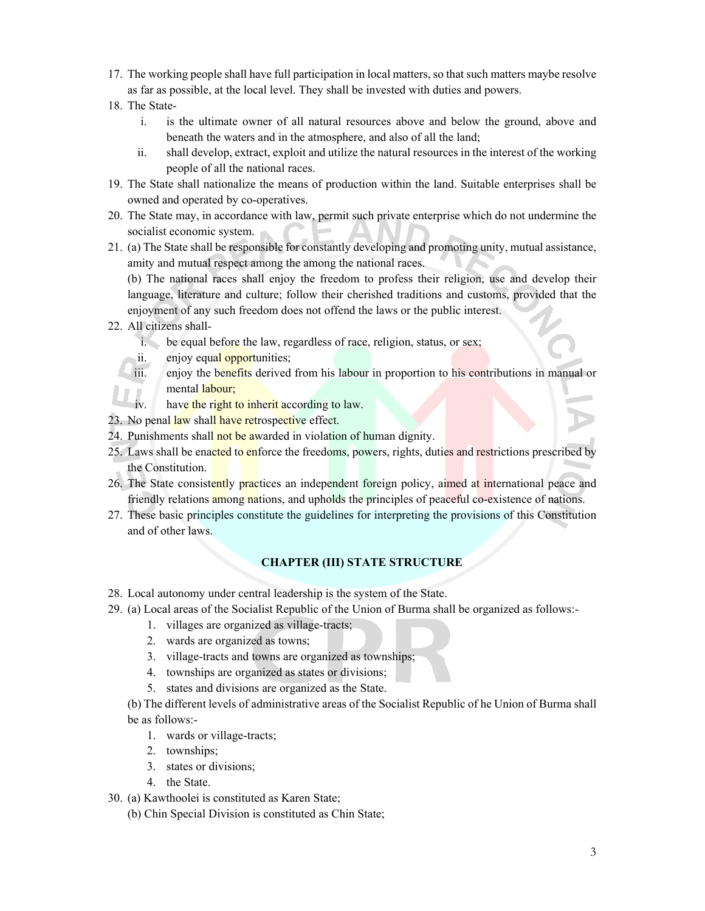17. The working people shall have full participation in local matters, so that such matters maybe resolve as far as possible, at the local level. They shall be invested with duties and powers.
18. The State-
    i. is the ultimate owner of all natural resources above and below the ground, above and beneath the waters and in the atmosphere, and also of all the land;
    ii. shall develop, extract, exploit and utilize the natural resources in the interest of the working people of all the national races.
19. The State shall nationalize the means of production within the land. Suitable enterprises shall be owned and operated by co-operatives.
20. The State may, in accordance with law, permit such private enterprise which do not undermine the socialist economic system.
21. (a) The State shall be responsible for constantly developing and promoting unity, mutual assistance, amity and mutual respect among the among the national races.

    (b) The national races shall enjoy the freedom to profess their religion, use and develop their language, literature and culture; follow their cherished traditions and customs, provided that the enjoyment of any such freedom does not offend the laws or the public interest.
22. All citizens shall-
    i. be equal before the law, regardless of race, religion, status, or sex;
    ii. enjoy equal opportunities;
    iii. enjoy the benefits derived from his labour in proportion to his contributions in manual or mental labour;
    iv. have the right to inherit according to law.
23. No penal law shall have retrospective effect.
24. Punishments shall not be awarded in violation of human dignity.
25. Laws shall be enacted to enforce the freedoms, powers, rights, duties and restrictions prescribed by the Constitution.
26. The State consistently practices an independent foreign policy, aimed at international peace and friendly relations among nations, and upholds the principles of peaceful co-existence of nations.
27. These basic principles constitute the guidelines for interpreting the provisions of this Constitution and of other laws.

## CHAPTER (III) STATE STRUCTURE

28. Local autonomy under central leadership is the system of the State.
29. (a) Local areas of the Socialist Republic of the Union of Burma shall be organized as follows:-
    1. villages are organized as village-tracts;
    2. wards are organized as towns;
    3. village-tracts and towns are organized as townships;
    4. townships are organized as states or divisions;
    5. states and divisions are organized as the State.

    (b) The different levels of administrative areas of the Socialist Republic of he Union of Burma shall be as follows:-
    1. wards or village-tracts;
    2. townships;
    3. states or divisions;
    4. the State.
30. (a) Kawthoolei is constituted as Karen State;

    (b) Chin Special Division is constituted as Chin State;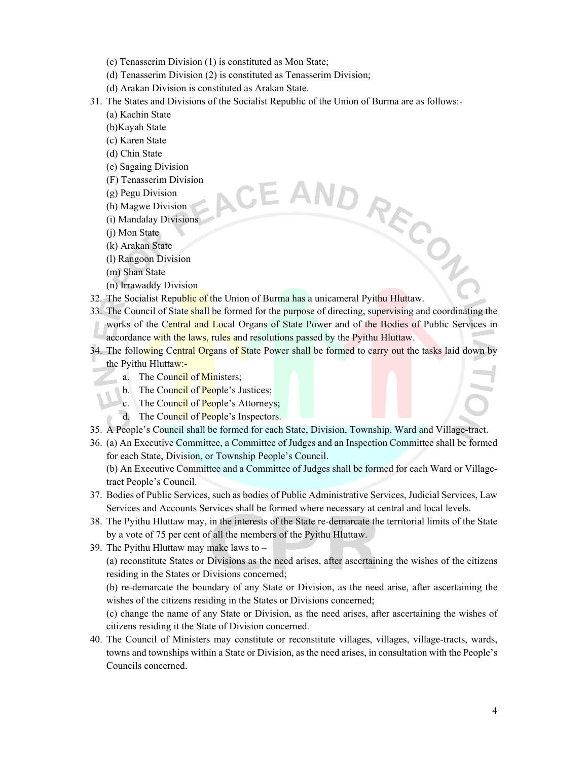(c) Tenasserim Division (1) is constituted as Mon State;

(d) Tenasserim Division (2) is constituted as Tenasserim Division;

(d) Arakan Division is constituted as Arakan State.

31. The States and Divisions of the Socialist Republic of the Union of Burma are as follows:-

    (a) Kachin State

    (b)Kayah State

    (c) Karen State

    (d) Chin State

    (e) Sagaing Division

    (F) Tenasserim Division

    (g) Pegu Division

    (h) Magwe Division

    (i) Mandalay Divisions

    (j) Mon State

    (k) Arakan State

    (l) Rangoon Division

    (m) Shan State

    (n) Irrawaddy Division

32. The Socialist Republic of the Union of Burma has a unicameral Pyithu Hluttaw.
33. The Council of State shall be formed for the purpose of directing, supervising and coordinating the works of the Central and Local Organs of State Power and of the Bodies of Public Services in accordance with the laws, rules and resolutions passed by the Pyithu Hluttaw.
34. The following Central Organs of State Power shall be formed to carry out the tasks laid down by the Pyithu Hluttaw:-
    a. The Council of Ministers;
    b. The Council of People's Justices;
    c. The Council of People's Attorneys;
    d. The Council of People's Inspectors.
35. A People's Council shall be formed for each State, Division, Township, Ward and Village-tract.
36. (a) An Executive Committee, a Committee of Judges and an Inspection Committee shall be formed for each State, Division, or Township People's Council.

    (b) An Executive Committee and a Committee of Judges shall be formed for each Ward or Village-tract People's Council.
37. Bodies of Public Services, such as bodies of Public Administrative Services, Judicial Services, Law Services and Accounts Services shall be formed where necessary at central and local levels.
38. The Pyithu Hluttaw may, in the interests of the State re-demarcate the territorial limits of the State by a vote of 75 per cent of all the members of the Pyithu Hluttaw.
39. The Pyithu Hluttaw may make laws to –

    (a) reconstitute States or Divisions as the need arises, after ascertaining the wishes of the citizens residing in the States or Divisions concerned;

    (b) re-demarcate the boundary of any State or Division, as the need arise, after ascertaining the wishes of the citizens residing in the States or Divisions concerned;

    (c) change the name of any State or Division, as the need arises, after ascertaining the wishes of citizens residing it the State of Division concerned.
40. The Council of Ministers may constitute or reconstitute villages, villages, village-tracts, wards, towns and townships within a State or Division, as the need arises, in consultation with the People's Councils concerned.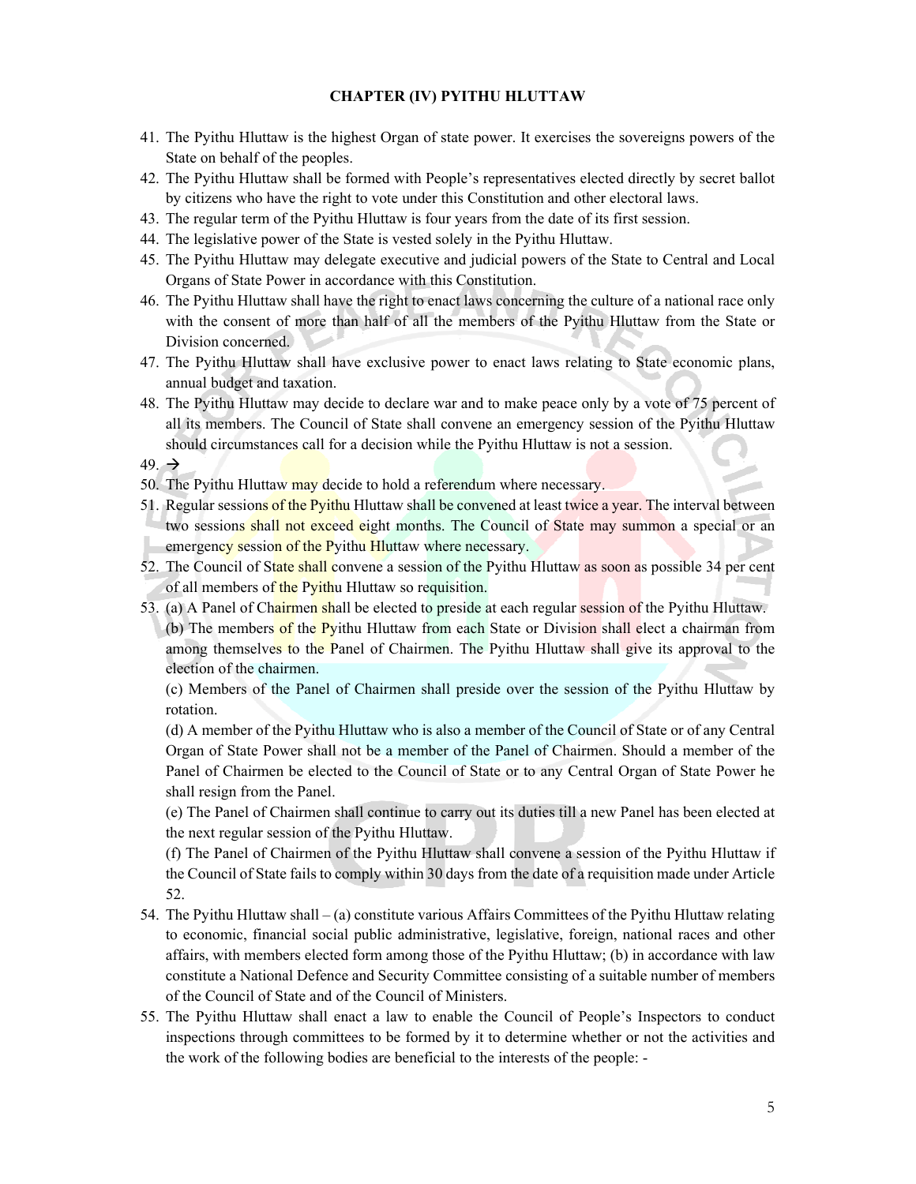**CHAPTER (IV) PYITHU HLUTTAW**

41. The Pyithu Hluttaw is the highest Organ of state power. It exercises the sovereigns powers of the State on behalf of the peoples.
42. The Pyithu Hluttaw shall be formed with People's representatives elected directly by secret ballot by citizens who have the right to vote under this Constitution and other electoral laws.
43. The regular term of the Pyithu Hluttaw is four years from the date of its first session.
44. The legislative power of the State is vested solely in the Pyithu Hluttaw.
45. The Pyithu Hluttaw may delegate executive and judicial powers of the State to Central and Local Organs of State Power in accordance with this Constitution.
46. The Pyithu Hluttaw shall have the right to enact laws concerning the culture of a national race only with the consent of more than half of all the members of the Pyithu Hluttaw from the State or Division concerned.
47. The Pyithu Hluttaw shall have exclusive power to enact laws relating to State economic plans, annual budget and taxation.
48. The Pyithu Hluttaw may decide to declare war and to make peace only by a vote of 75 percent of all its members. The Council of State shall convene an emergency session of the Pyithu Hluttaw should circumstances call for a decision while the Pyithu Hluttaw is not a session.
49. →
50. The Pyithu Hluttaw may decide to hold a referendum where necessary.
51. Regular sessions of the Pyithu Hluttaw shall be convened at least twice a year. The interval between two sessions shall not exceed eight months. The Council of State may summon a special or an emergency session of the Pyithu Hluttaw where necessary.
52. The Council of State shall convene a session of the Pyithu Hluttaw as soon as possible 34 per cent of all members of the Pyithu Hluttaw so requisition.
53. (a) A Panel of Chairmen shall be elected to preside at each regular session of the Pyithu Hluttaw.

    (b) The members of the Pyithu Hluttaw from each State or Division shall elect a chairman from among themselves to the Panel of Chairmen. The Pyithu Hluttaw shall give its approval to the election of the chairmen.

    (c) Members of the Panel of Chairmen shall preside over the session of the Pyithu Hluttaw by rotation.

    (d) A member of the Pyithu Hluttaw who is also a member of the Council of State or of any Central Organ of State Power shall not be a member of the Panel of Chairmen. Should a member of the Panel of Chairmen be elected to the Council of State or to any Central Organ of State Power he shall resign from the Panel.

    (e) The Panel of Chairmen shall continue to carry out its duties till a new Panel has been elected at the next regular session of the Pyithu Hluttaw.

    (f) The Panel of Chairmen of the Pyithu Hluttaw shall convene a session of the Pyithu Hluttaw if the Council of State fails to comply within 30 days from the date of a requisition made under Article 52.
54. The Pyithu Hluttaw shall – (a) constitute various Affairs Committees of the Pyithu Hluttaw relating to economic, financial social public administrative, legislative, foreign, national races and other affairs, with members elected form among those of the Pyithu Hluttaw; (b) in accordance with law constitute a National Defence and Security Committee consisting of a suitable number of members of the Council of State and of the Council of Ministers.
55. The Pyithu Hluttaw shall enact a law to enable the Council of People's Inspectors to conduct inspections through committees to be formed by it to determine whether or not the activities and the work of the following bodies are beneficial to the interests of the people: -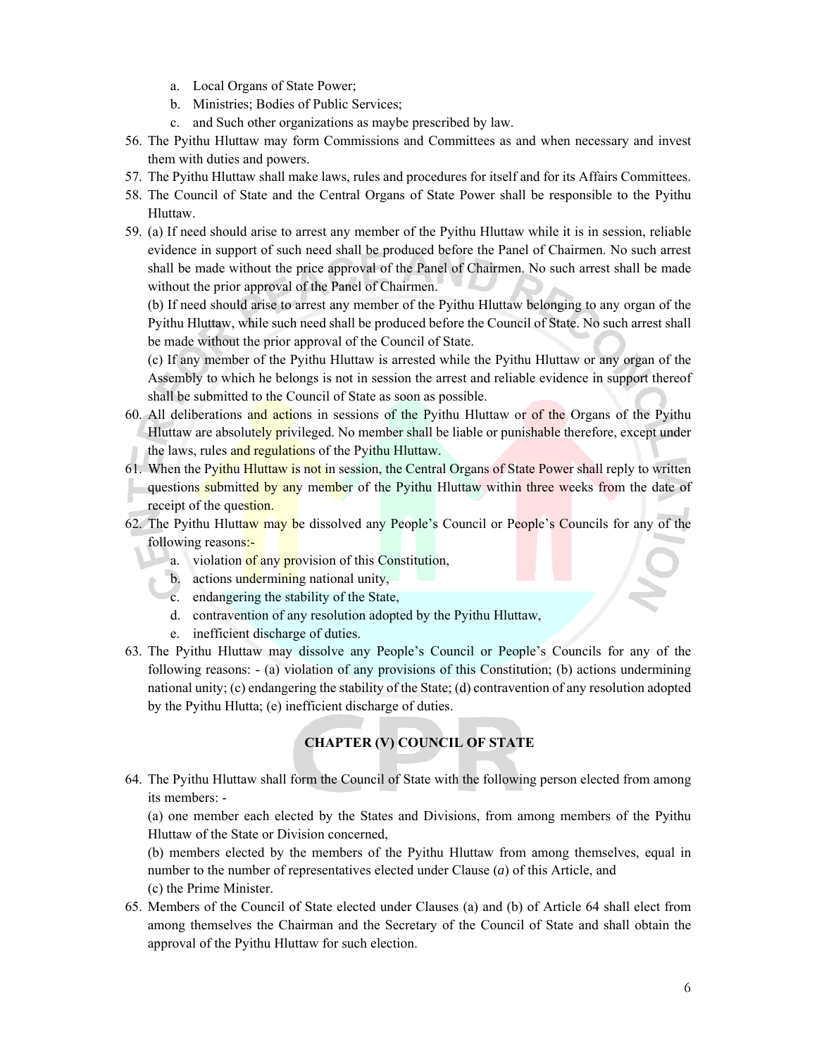a. Local Organs of State Power;
b. Ministries; Bodies of Public Services;
c. and Such other organizations as maybe prescribed by law.

56. The Pyithu Hluttaw may form Commissions and Committees as and when necessary and invest them with duties and powers.
57. The Pyithu Hluttaw shall make laws, rules and procedures for itself and for its Affairs Committees.
58. The Council of State and the Central Organs of State Power shall be responsible to the Pyithu Hluttaw.
59. (a) If need should arise to arrest any member of the Pyithu Hluttaw while it is in session, reliable evidence in support of such need shall be produced before the Panel of Chairmen. No such arrest shall be made without the price approval of the Panel of Chairmen. No such arrest shall be made without the prior approval of the Panel of Chairmen.

    (b) If need should arise to arrest any member of the Pyithu Hluttaw belonging to any organ of the Pyithu Hluttaw, while such need shall be produced before the Council of State. No such arrest shall be made without the prior approval of the Council of State.

    (c) If any member of the Pyithu Hluttaw is arrested while the Pyithu Hluttaw or any organ of the Assembly to which he belongs is not in session the arrest and reliable evidence in support thereof shall be submitted to the Council of State as soon as possible.
60. All deliberations and actions in sessions of the Pyithu Hluttaw or of the Organs of the Pyithu Hluttaw are absolutely privileged. No member shall be liable or punishable therefore, except under the laws, rules and regulations of the Pyithu Hluttaw.
61. When the Pyithu Hluttaw is not in session, the Central Organs of State Power shall reply to written questions submitted by any member of the Pyithu Hluttaw within three weeks from the date of receipt of the question.
62. The Pyithu Hluttaw may be dissolved any People's Council or People's Councils for any of the following reasons:-
    a. violation of any provision of this Constitution,
    b. actions undermining national unity,
    c. endangering the stability of the State,
    d. contravention of any resolution adopted by the Pyithu Hluttaw,
    e. inefficient discharge of duties.
63. The Pyithu Hluttaw may dissolve any People's Council or People's Councils for any of the following reasons: - (a) violation of any provisions of this Constitution; (b) actions undermining national unity; (c) endangering the stability of the State; (d) contravention of any resolution adopted by the Pyithu Hlutta; (e) inefficient discharge of duties.

## CHAPTER (V) COUNCIL OF STATE

64. The Pyithu Hluttaw shall form the Council of State with the following person elected from among its members: -

    (a) one member each elected by the States and Divisions, from among members of the Pyithu Hluttaw of the State or Division concerned,

    (b) members elected by the members of the Pyithu Hluttaw from among themselves, equal in number to the number of representatives elected under Clause (*a*) of this Article, and

    (c) the Prime Minister.
65. Members of the Council of State elected under Clauses (a) and (b) of Article 64 shall elect from among themselves the Chairman and the Secretary of the Council of State and shall obtain the approval of the Pyithu Hluttaw for such election.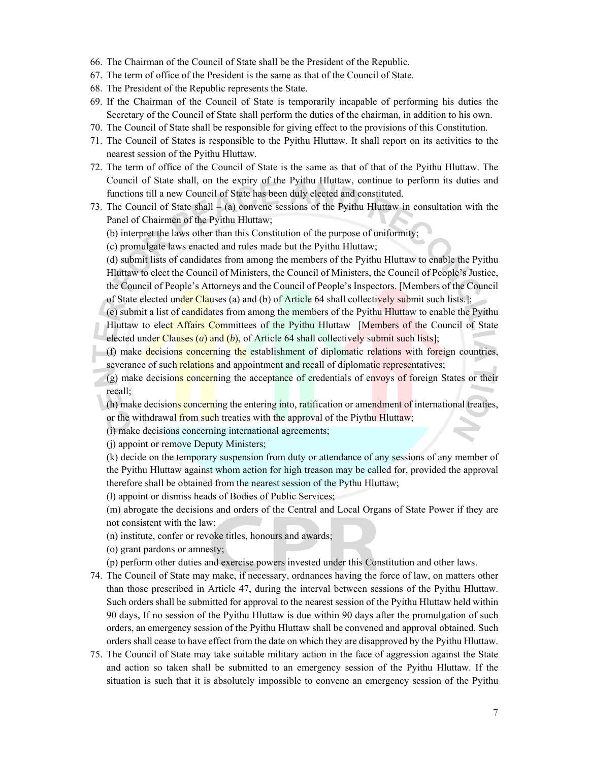66. The Chairman of the Council of State shall be the President of the Republic.
67. The term of office of the President is the same as that of the Council of State.
68. The President of the Republic represents the State.
69. If the Chairman of the Council of State is temporarily incapable of performing his duties the Secretary of the Council of State shall perform the duties of the chairman, in addition to his own.
70. The Council of State shall be responsible for giving effect to the provisions of this Constitution.
71. The Council of States is responsible to the Pyithu Hluttaw. It shall report on its activities to the nearest session of the Pyithu Hluttaw.
72. The term of office of the Council of State is the same as that of that of the Pyithu Hluttaw. The Council of State shall, on the expiry of the Pyithu Hluttaw, continue to perform its duties and functions till a new Council of State has been duly elected and constituted.
73. The Council of State shall – (a) convene sessions of the Pyithu Hluttaw in consultation with the Panel of Chairmen of the Pyithu Hluttaw;

    (b) interpret the laws other than this Constitution of the purpose of uniformity;

    (c) promulgate laws enacted and rules made but the Pyithu Hluttaw;

    (d) submit lists of candidates from among the members of the Pyithu Hluttaw to enable the Pyithu Hluttaw to elect the Council of Ministers, the Council of Ministers, the Council of People's Justice, the Council of People's Attorneys and the Council of People's Inspectors. [Members of the Council of State elected under Clauses (a) and (b) of Article 64 shall collectively submit such lists.];

    (e) submit a list of candidates from among the members of the Pyithu Hluttaw to enable the Pyithu Hluttaw to elect Affairs Committees of the Pyithu Hluttaw [Members of the Council of State elected under Clauses (*a*) and (*b*), of Article 64 shall collectively submit such lists];

    (f) make decisions concerning the establishment of diplomatic relations with foreign countries, severance of such relations and appointment and recall of diplomatic representatives;

    (g) make decisions concerning the acceptance of credentials of envoys of foreign States or their recall;

    (h) make decisions concerning the entering into, ratification or amendment of international treaties, or the withdrawal from such treaties with the approval of the Piythu Hluttaw;

    (i) make decisions concerning international agreements;

    (j) appoint or remove Deputy Ministers;

    (k) decide on the temporary suspension from duty or attendance of any sessions of any member of the Pyithu Hluttaw against whom action for high treason may be called for, provided the approval therefore shall be obtained from the nearest session of the Pythu Hluttaw;

    (l) appoint or dismiss heads of Bodies of Public Services;

    (m) abrogate the decisions and orders of the Central and Local Organs of State Power if they are not consistent with the law;

    (n) institute, confer or revoke titles, honours and awards;

    (o) grant pardons or amnesty;

    (p) perform other duties and exercise powers invested under this Constitution and other laws.
74. The Council of State may make, if necessary, ordnances having the force of law, on matters other than those prescribed in Article 47, during the interval between sessions of the Pyithu Hluttaw. Such orders shall be submitted for approval to the nearest session of the Pyithu Hluttaw held within 90 days, If no session of the Pyithu Hluttaw is due within 90 days after the promulgation of such orders, an emergency session of the Pyithu Hluttaw shall be convened and approval obtained. Such orders shall cease to have effect from the date on which they are disapproved by the Pyithu Hluttaw.
75. The Council of State may take suitable military action in the face of aggression against the State and action so taken shall be submitted to an emergency session of the Pyithu Hluttaw. If the situation is such that it is absolutely impossible to convene an emergency session of the Pyithu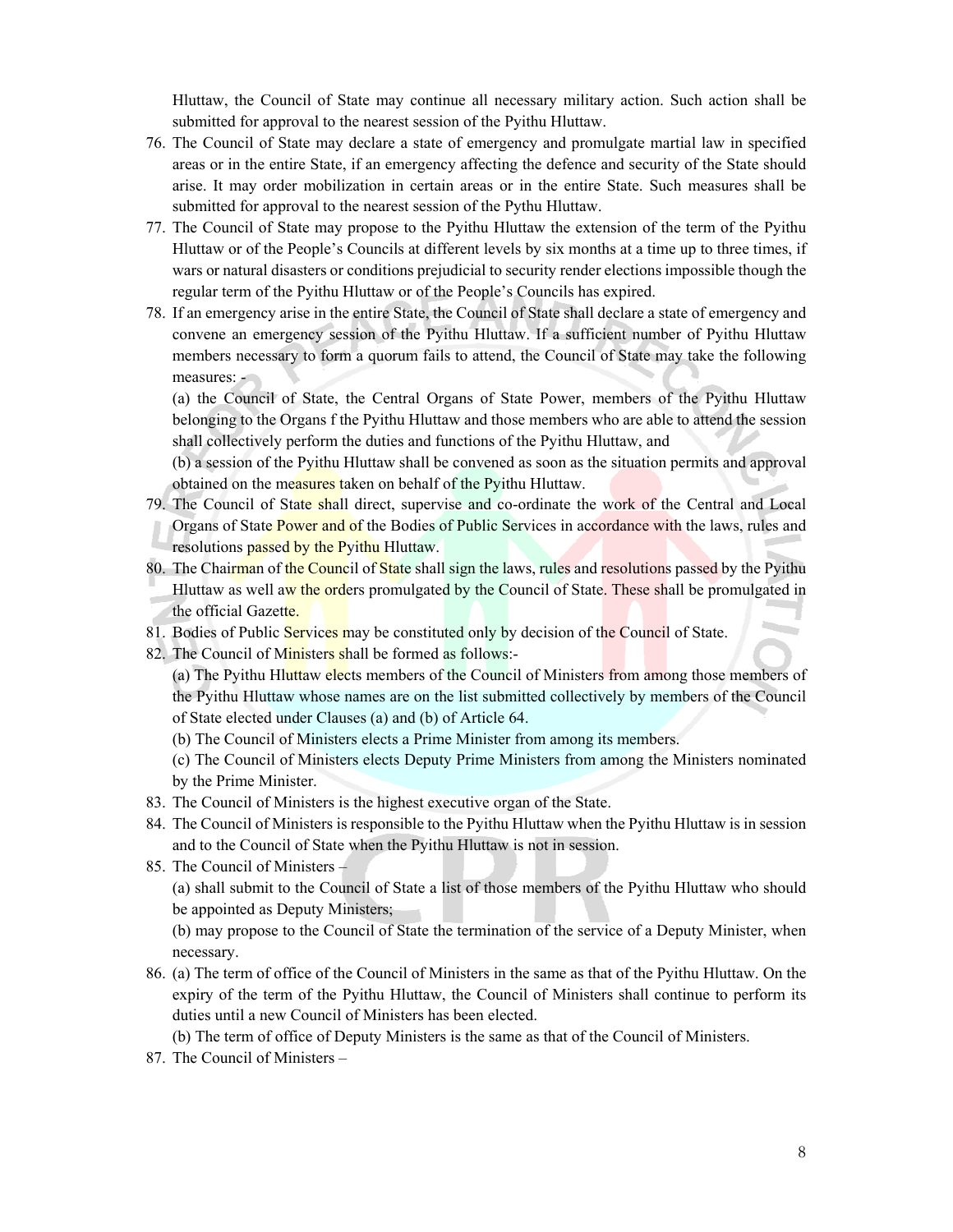Hluttaw, the Council of State may continue all necessary military action. Such action shall be submitted for approval to the nearest session of the Pyithu Hluttaw.

76. The Council of State may declare a state of emergency and promulgate martial law in specified areas or in the entire State, if an emergency affecting the defence and security of the State should arise. It may order mobilization in certain areas or in the entire State. Such measures shall be submitted for approval to the nearest session of the Pythu Hluttaw.
77. The Council of State may propose to the Pyithu Hluttaw the extension of the term of the Pyithu Hluttaw or of the People's Councils at different levels by six months at a time up to three times, if wars or natural disasters or conditions prejudicial to security render elections impossible though the regular term of the Pyithu Hluttaw or of the People's Councils has expired.
78. If an emergency arise in the entire State, the Council of State shall declare a state of emergency and convene an emergency session of the Pyithu Hluttaw. If a sufficient number of Pyithu Hluttaw members necessary to form a quorum fails to attend, the Council of State may take the following measures: -

    (a) the Council of State, the Central Organs of State Power, members of the Pyithu Hluttaw belonging to the Organs f the Pyithu Hluttaw and those members who are able to attend the session shall collectively perform the duties and functions of the Pyithu Hluttaw, and

    (b) a session of the Pyithu Hluttaw shall be convened as soon as the situation permits and approval obtained on the measures taken on behalf of the Pyithu Hluttaw.
79. The Council of State shall direct, supervise and co-ordinate the work of the Central and Local Organs of State Power and of the Bodies of Public Services in accordance with the laws, rules and resolutions passed by the Pyithu Hluttaw.
80. The Chairman of the Council of State shall sign the laws, rules and resolutions passed by the Pyithu Hluttaw as well aw the orders promulgated by the Council of State. These shall be promulgated in the official Gazette.
81. Bodies of Public Services may be constituted only by decision of the Council of State.
82. The Council of Ministers shall be formed as follows:-

    (a) The Pyithu Hluttaw elects members of the Council of Ministers from among those members of the Pyithu Hluttaw whose names are on the list submitted collectively by members of the Council of State elected under Clauses (a) and (b) of Article 64.

    (b) The Council of Ministers elects a Prime Minister from among its members.

    (c) The Council of Ministers elects Deputy Prime Ministers from among the Ministers nominated by the Prime Minister.
83. The Council of Ministers is the highest executive organ of the State.
84. The Council of Ministers is responsible to the Pyithu Hluttaw when the Pyithu Hluttaw is in session and to the Council of State when the Pyithu Hluttaw is not in session.
85. The Council of Ministers –

    (a) shall submit to the Council of State a list of those members of the Pyithu Hluttaw who should be appointed as Deputy Ministers;

    (b) may propose to the Council of State the termination of the service of a Deputy Minister, when necessary.
86. (a) The term of office of the Council of Ministers in the same as that of the Pyithu Hluttaw. On the expiry of the term of the Pyithu Hluttaw, the Council of Ministers shall continue to perform its duties until a new Council of Ministers has been elected.

    (b) The term of office of Deputy Ministers is the same as that of the Council of Ministers.
87. The Council of Ministers –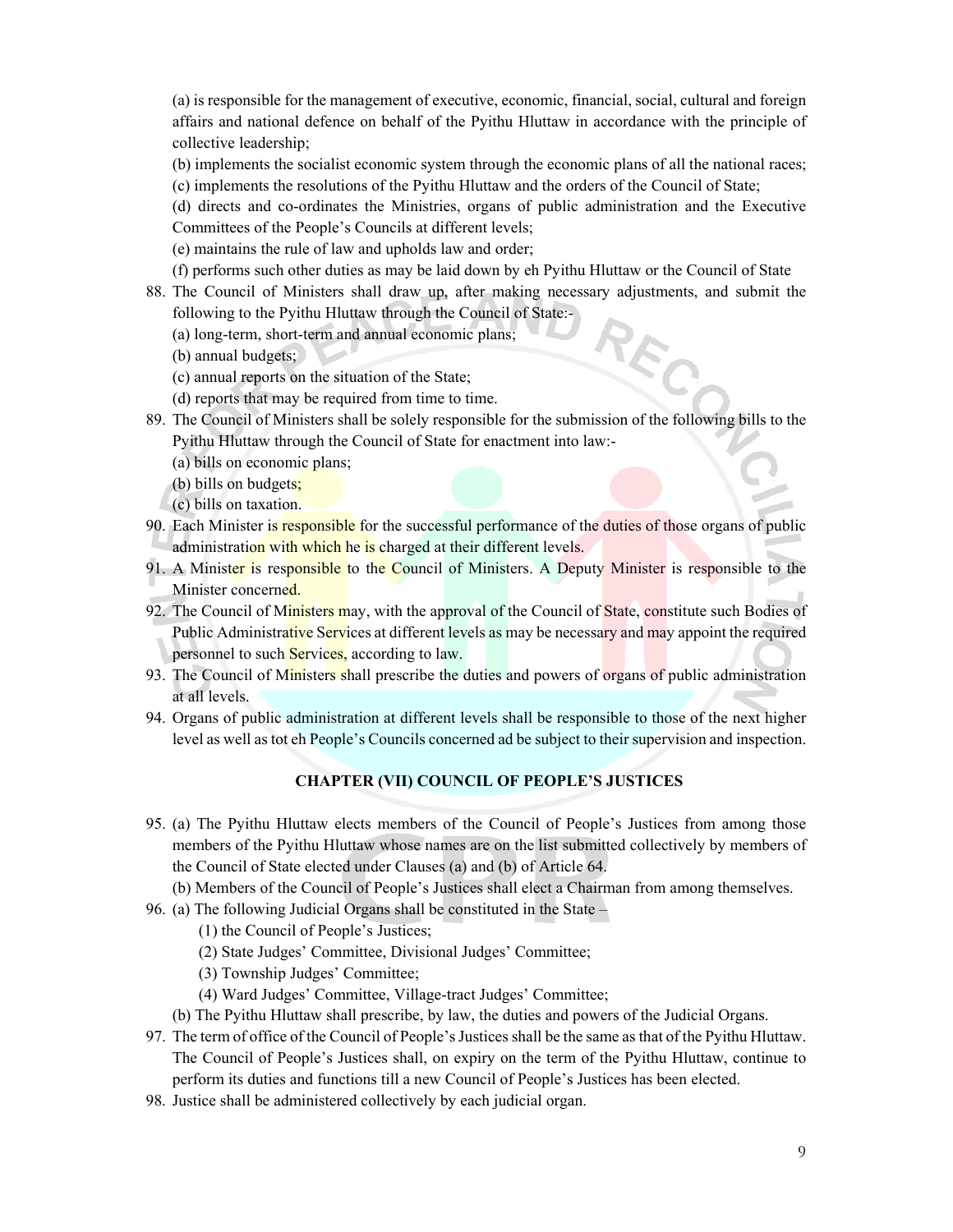(a) is responsible for the management of executive, economic, financial, social, cultural and foreign affairs and national defence on behalf of the Pyithu Hluttaw in accordance with the principle of collective leadership;

(b) implements the socialist economic system through the economic plans of all the national races;

(c) implements the resolutions of the Pyithu Hluttaw and the orders of the Council of State;

(d) directs and co-ordinates the Ministries, organs of public administration and the Executive Committees of the People's Councils at different levels;

(e) maintains the rule of law and upholds law and order;

(f) performs such other duties as may be laid down by eh Pyithu Hluttaw or the Council of State

88. The Council of Ministers shall draw up, after making necessary adjustments, and submit the following to the Pyithu Hluttaw through the Council of State:-
    (a) long-term, short-term and annual economic plans;
    (b) annual budgets;
    (c) annual reports on the situation of the State;
    (d) reports that may be required from time to time.
89. The Council of Ministers shall be solely responsible for the submission of the following bills to the Pyithu Hluttaw through the Council of State for enactment into law:-
    (a) bills on economic plans;
    (b) bills on budgets;
    (c) bills on taxation.
90. Each Minister is responsible for the successful performance of the duties of those organs of public administration with which he is charged at their different levels.
91. A Minister is responsible to the Council of Ministers. A Deputy Minister is responsible to the Minister concerned.
92. The Council of Ministers may, with the approval of the Council of State, constitute such Bodies of Public Administrative Services at different levels as may be necessary and may appoint the required personnel to such Services, according to law.
93. The Council of Ministers shall prescribe the duties and powers of organs of public administration at all levels.
94. Organs of public administration at different levels shall be responsible to those of the next higher level as well as tot eh People's Councils concerned ad be subject to their supervision and inspection.

## CHAPTER (VII) COUNCIL OF PEOPLE'S JUSTICES

95. (a) The Pyithu Hluttaw elects members of the Council of People's Justices from among those members of the Pyithu Hluttaw whose names are on the list submitted collectively by members of the Council of State elected under Clauses (a) and (b) of Article 64.
    (b) Members of the Council of People's Justices shall elect a Chairman from among themselves.
96. (a) The following Judicial Organs shall be constituted in the State –
        (1) the Council of People's Justices;
        (2) State Judges' Committee, Divisional Judges' Committee;
        (3) Township Judges' Committee;
        (4) Ward Judges' Committee, Village-tract Judges' Committee;
    (b) The Pyithu Hluttaw shall prescribe, by law, the duties and powers of the Judicial Organs.
97. The term of office of the Council of People's Justices shall be the same as that of the Pyithu Hluttaw. The Council of People's Justices shall, on expiry on the term of the Pyithu Hluttaw, continue to perform its duties and functions till a new Council of People's Justices has been elected.
98. Justice shall be administered collectively by each judicial organ.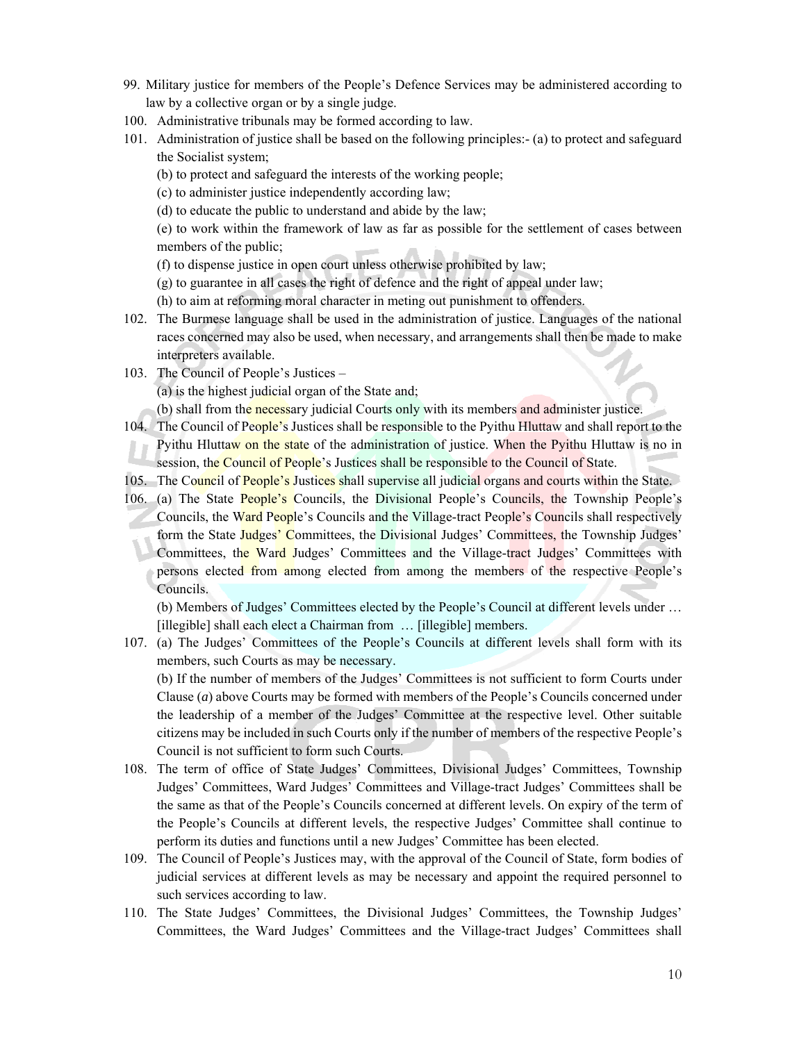99. Military justice for members of the People's Defence Services may be administered according to law by a collective organ or by a single judge.

100. Administrative tribunals may be formed according to law.

101. Administration of justice shall be based on the following principles:- (a) to protect and safeguard the Socialist system;

    (b) to protect and safeguard the interests of the working people;

    (c) to administer justice independently according law;

    (d) to educate the public to understand and abide by the law;

    (e) to work within the framework of law as far as possible for the settlement of cases between members of the public;

    (f) to dispense justice in open court unless otherwise prohibited by law;

    (g) to guarantee in all cases the right of defence and the right of appeal under law;

    (h) to aim at reforming moral character in meting out punishment to offenders.

102. The Burmese language shall be used in the administration of justice. Languages of the national races concerned may also be used, when necessary, and arrangements shall then be made to make interpreters available.

103. The Council of People's Justices –

    (a) is the highest judicial organ of the State and;

    (b) shall from the necessary judicial Courts only with its members and administer justice.

104. The Council of People's Justices shall be responsible to the Pyithu Hluttaw and shall report to the Pyithu Hluttaw on the state of the administration of justice. When the Pyithu Hluttaw is no in session, the Council of People's Justices shall be responsible to the Council of State.

105. The Council of People's Justices shall supervise all judicial organs and courts within the State.

106. (a) The State People's Councils, the Divisional People's Councils, the Township People's Councils, the Ward People's Councils and the Village-tract People's Councils shall respectively form the State Judges' Committees, the Divisional Judges' Committees, the Township Judges' Committees, the Ward Judges' Committees and the Village-tract Judges' Committees with persons elected from among elected from among the members of the respective People's Councils.

    (b) Members of Judges' Committees elected by the People's Council at different levels under … [illegible] shall each elect a Chairman from … [illegible] members.

107. (a) The Judges' Committees of the People's Councils at different levels shall form with its members, such Courts as may be necessary.

    (b) If the number of members of the Judges' Committees is not sufficient to form Courts under Clause (*a*) above Courts may be formed with members of the People's Councils concerned under the leadership of a member of the Judges' Committee at the respective level. Other suitable citizens may be included in such Courts only if the number of members of the respective People's Council is not sufficient to form such Courts.

108. The term of office of State Judges' Committees, Divisional Judges' Committees, Township Judges' Committees, Ward Judges' Committees and Village-tract Judges' Committees shall be the same as that of the People's Councils concerned at different levels. On expiry of the term of the People's Councils at different levels, the respective Judges' Committee shall continue to perform its duties and functions until a new Judges' Committee has been elected.

109. The Council of People's Justices may, with the approval of the Council of State, form bodies of judicial services at different levels as may be necessary and appoint the required personnel to such services according to law.

110. The State Judges' Committees, the Divisional Judges' Committees, the Township Judges' Committees, the Ward Judges' Committees and the Village-tract Judges' Committees shall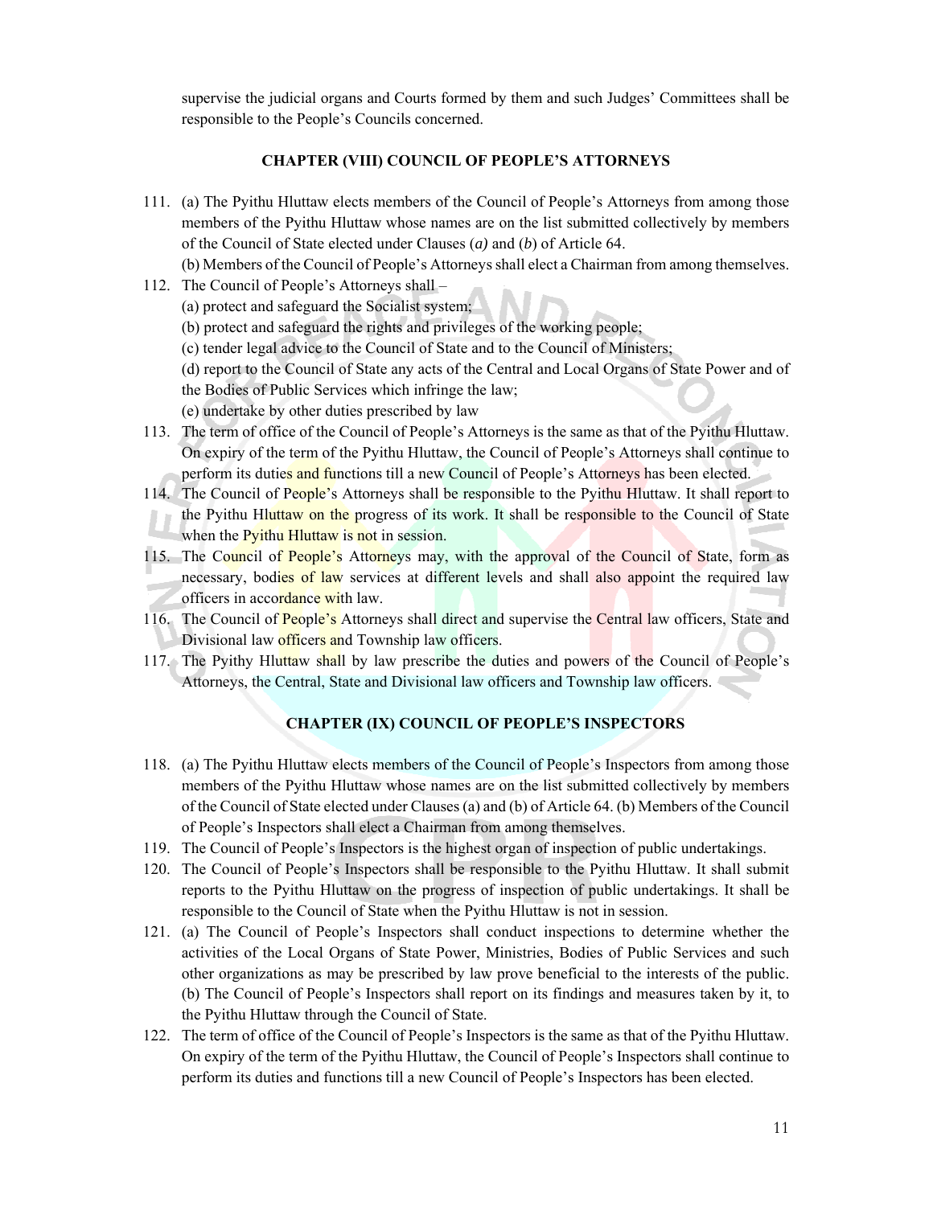supervise the judicial organs and Courts formed by them and such Judges' Committees shall be responsible to the People's Councils concerned.

## CHAPTER (VIII) COUNCIL OF PEOPLE'S ATTORNEYS

111. (a) The Pyithu Hluttaw elects members of the Council of People's Attorneys from among those members of the Pyithu Hluttaw whose names are on the list submitted collectively by members of the Council of State elected under Clauses (*a)* and (*b*) of Article 64.
(b) Members of the Council of People's Attorneys shall elect a Chairman from among themselves.
112. The Council of People's Attorneys shall –
(a) protect and safeguard the Socialist system;
(b) protect and safeguard the rights and privileges of the working people;
(c) tender legal advice to the Council of State and to the Council of Ministers;
(d) report to the Council of State any acts of the Central and Local Organs of State Power and of the Bodies of Public Services which infringe the law;
(e) undertake by other duties prescribed by law
113. The term of office of the Council of People's Attorneys is the same as that of the Pyithu Hluttaw. On expiry of the term of the Pyithu Hluttaw, the Council of People's Attorneys shall continue to perform its duties and functions till a new Council of People's Attorneys has been elected.
114. The Council of People's Attorneys shall be responsible to the Pyithu Hluttaw. It shall report to the Pyithu Hluttaw on the progress of its work. It shall be responsible to the Council of State when the Pyithu Hluttaw is not in session.
115. The Council of People's Attorneys may, with the approval of the Council of State, form as necessary, bodies of law services at different levels and shall also appoint the required law officers in accordance with law.
116. The Council of People's Attorneys shall direct and supervise the Central law officers, State and Divisional law officers and Township law officers.
117. The Pyithy Hluttaw shall by law prescribe the duties and powers of the Council of People's Attorneys, the Central, State and Divisional law officers and Township law officers.

## CHAPTER (IX) COUNCIL OF PEOPLE'S INSPECTORS

118. (a) The Pyithu Hluttaw elects members of the Council of People's Inspectors from among those members of the Pyithu Hluttaw whose names are on the list submitted collectively by members of the Council of State elected under Clauses (a) and (b) of Article 64. (b) Members of the Council of People's Inspectors shall elect a Chairman from among themselves.
119. The Council of People's Inspectors is the highest organ of inspection of public undertakings.
120. The Council of People's Inspectors shall be responsible to the Pyithu Hluttaw. It shall submit reports to the Pyithu Hluttaw on the progress of inspection of public undertakings. It shall be responsible to the Council of State when the Pyithu Hluttaw is not in session.
121. (a) The Council of People's Inspectors shall conduct inspections to determine whether the activities of the Local Organs of State Power, Ministries, Bodies of Public Services and such other organizations as may be prescribed by law prove beneficial to the interests of the public.
(b) The Council of People's Inspectors shall report on its findings and measures taken by it, to the Pyithu Hluttaw through the Council of State.
122. The term of office of the Council of People's Inspectors is the same as that of the Pyithu Hluttaw. On expiry of the term of the Pyithu Hluttaw, the Council of People's Inspectors shall continue to perform its duties and functions till a new Council of People's Inspectors has been elected.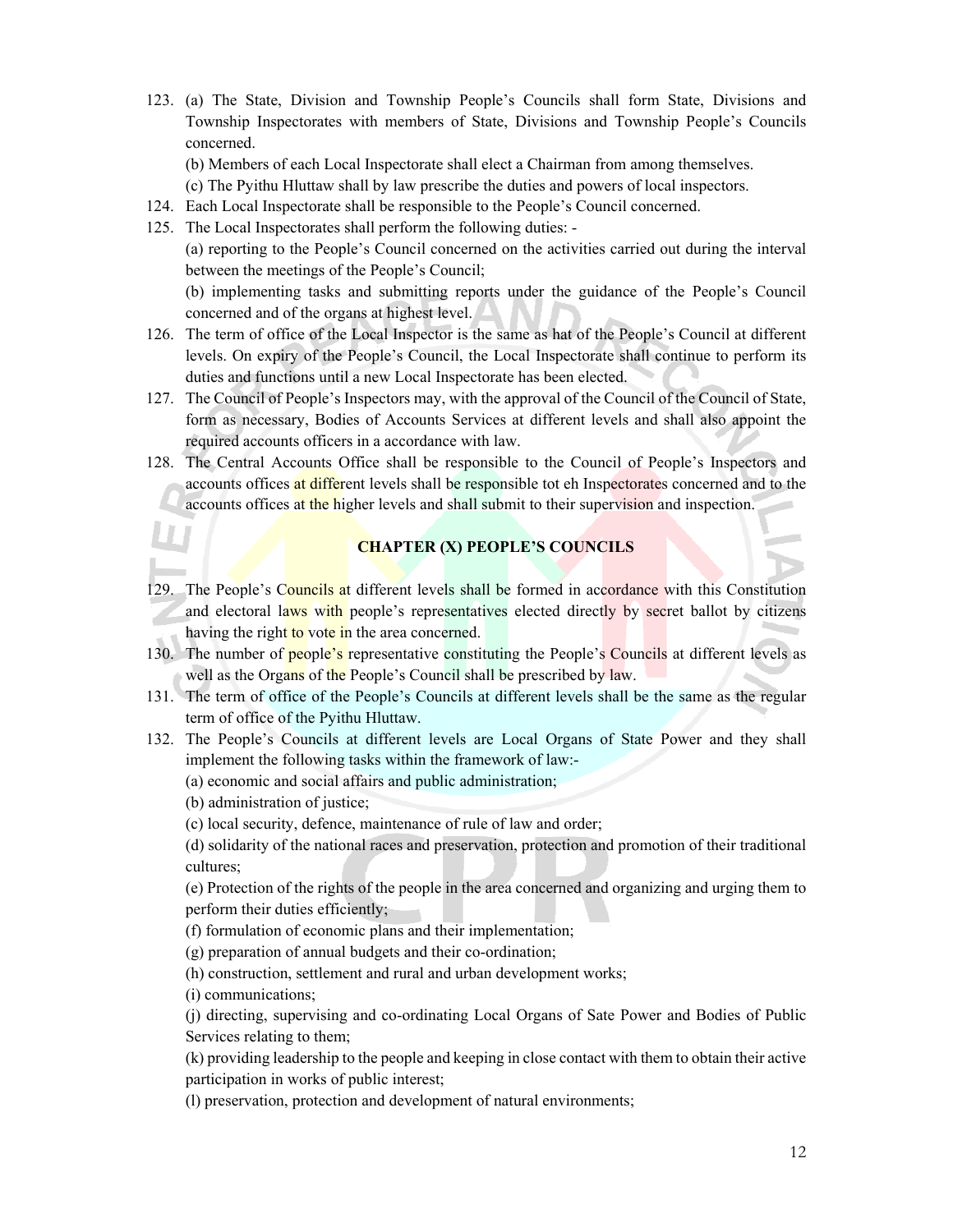123. (a) The State, Division and Township People's Councils shall form State, Divisions and Township Inspectorates with members of State, Divisions and Township People's Councils concerned.

 (b) Members of each Local Inspectorate shall elect a Chairman from among themselves.

 (c) The Pyithu Hluttaw shall by law prescribe the duties and powers of local inspectors.

124. Each Local Inspectorate shall be responsible to the People's Council concerned.

125. The Local Inspectorates shall perform the following duties: -

 (a) reporting to the People's Council concerned on the activities carried out during the interval between the meetings of the People's Council;

 (b) implementing tasks and submitting reports under the guidance of the People's Council concerned and of the organs at highest level.

126. The term of office of the Local Inspector is the same as hat of the People's Council at different levels. On expiry of the People's Council, the Local Inspectorate shall continue to perform its duties and functions until a new Local Inspectorate has been elected.

127. The Council of People's Inspectors may, with the approval of the Council of the Council of State, form as necessary, Bodies of Accounts Services at different levels and shall also appoint the required accounts officers in a accordance with law.

128. The Central Accounts Office shall be responsible to the Council of People's Inspectors and accounts offices at different levels shall be responsible tot eh Inspectorates concerned and to the accounts offices at the higher levels and shall submit to their supervision and inspection.

## CHAPTER (X) PEOPLE'S COUNCILS

129. The People's Councils at different levels shall be formed in accordance with this Constitution and electoral laws with people's representatives elected directly by secret ballot by citizens having the right to vote in the area concerned.

130. The number of people's representative constituting the People's Councils at different levels as well as the Organs of the People's Council shall be prescribed by law.

131. The term of office of the People's Councils at different levels shall be the same as the regular term of office of the Pyithu Hluttaw.

132. The People's Councils at different levels are Local Organs of State Power and they shall implement the following tasks within the framework of law:-

 (a) economic and social affairs and public administration;

 (b) administration of justice;

 (c) local security, defence, maintenance of rule of law and order;

 (d) solidarity of the national races and preservation, protection and promotion of their traditional cultures;

 (e) Protection of the rights of the people in the area concerned and organizing and urging them to perform their duties efficiently;

 (f) formulation of economic plans and their implementation;

 (g) preparation of annual budgets and their co-ordination;

 (h) construction, settlement and rural and urban development works;

 (i) communications;

 (j) directing, supervising and co-ordinating Local Organs of Sate Power and Bodies of Public Services relating to them;

 (k) providing leadership to the people and keeping in close contact with them to obtain their active participation in works of public interest;

 (l) preservation, protection and development of natural environments;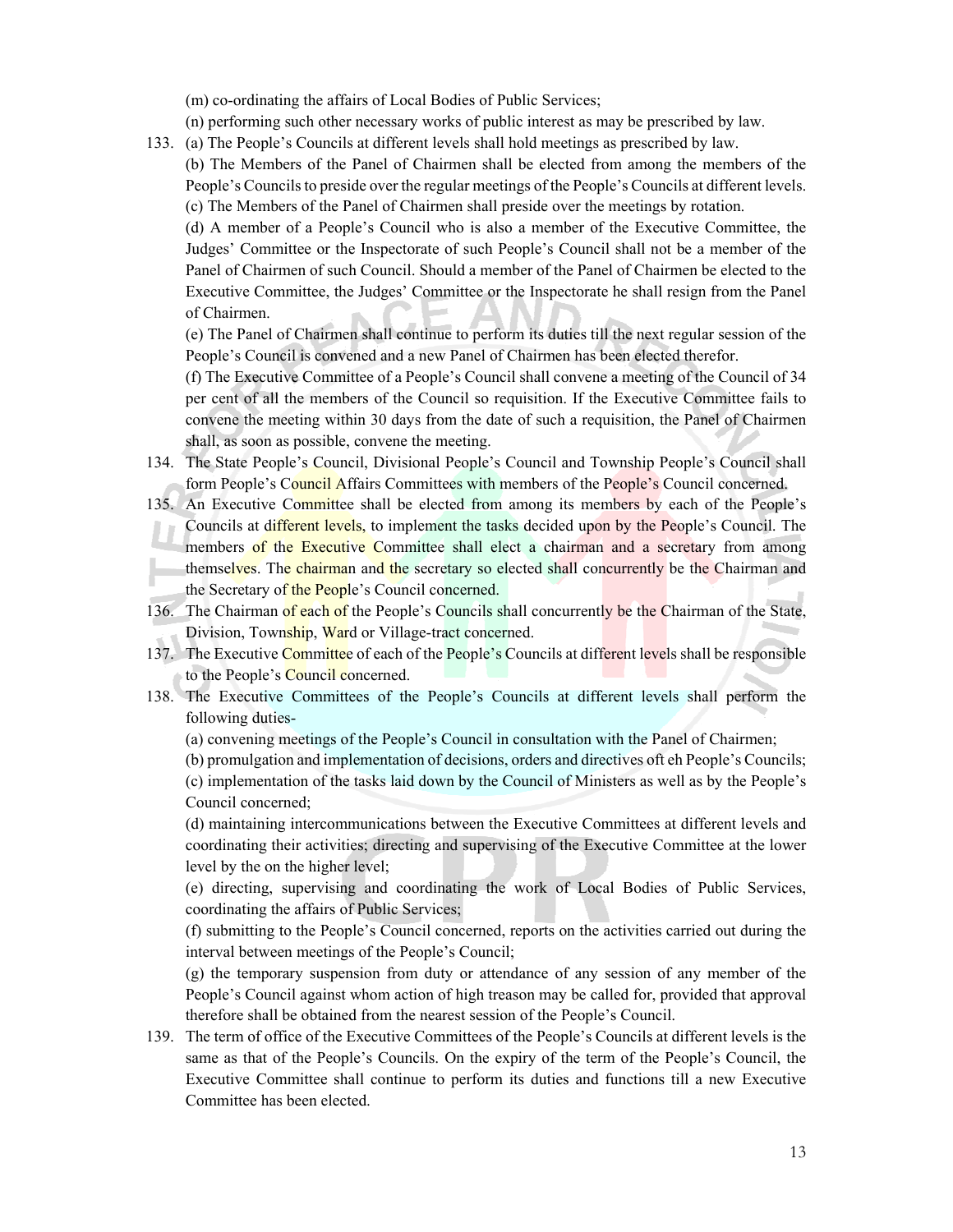(m) co-ordinating the affairs of Local Bodies of Public Services;

(n) performing such other necessary works of public interest as may be prescribed by law.

133. (a) The People's Councils at different levels shall hold meetings as prescribed by law.

(b) The Members of the Panel of Chairmen shall be elected from among the members of the People's Councils to preside over the regular meetings of the People's Councils at different levels.

(c) The Members of the Panel of Chairmen shall preside over the meetings by rotation.

(d) A member of a People's Council who is also a member of the Executive Committee, the Judges' Committee or the Inspectorate of such People's Council shall not be a member of the Panel of Chairmen of such Council. Should a member of the Panel of Chairmen be elected to the Executive Committee, the Judges' Committee or the Inspectorate he shall resign from the Panel of Chairmen.

(e) The Panel of Chairmen shall continue to perform its duties till the next regular session of the People's Council is convened and a new Panel of Chairmen has been elected therefor.

(f) The Executive Committee of a People's Council shall convene a meeting of the Council of 34 per cent of all the members of the Council so requisition. If the Executive Committee fails to convene the meeting within 30 days from the date of such a requisition, the Panel of Chairmen shall, as soon as possible, convene the meeting.

134. The State People's Council, Divisional People's Council and Township People's Council shall form People's Council Affairs Committees with members of the People's Council concerned.

135. An Executive Committee shall be elected from among its members by each of the People's Councils at different levels, to implement the tasks decided upon by the People's Council. The members of the Executive Committee shall elect a chairman and a secretary from among themselves. The chairman and the secretary so elected shall concurrently be the Chairman and the Secretary of the People's Council concerned.

136. The Chairman of each of the People's Councils shall concurrently be the Chairman of the State, Division, Township, Ward or Village-tract concerned.

137. The Executive Committee of each of the People's Councils at different levels shall be responsible to the People's Council concerned.

138. The Executive Committees of the People's Councils at different levels shall perform the following duties-

(a) convening meetings of the People's Council in consultation with the Panel of Chairmen;

(b) promulgation and implementation of decisions, orders and directives oft eh People's Councils;

(c) implementation of the tasks laid down by the Council of Ministers as well as by the People's Council concerned;

(d) maintaining intercommunications between the Executive Committees at different levels and coordinating their activities; directing and supervising of the Executive Committee at the lower level by the on the higher level;

(e) directing, supervising and coordinating the work of Local Bodies of Public Services, coordinating the affairs of Public Services;

(f) submitting to the People's Council concerned, reports on the activities carried out during the interval between meetings of the People's Council;

(g) the temporary suspension from duty or attendance of any session of any member of the People's Council against whom action of high treason may be called for, provided that approval therefore shall be obtained from the nearest session of the People's Council.

139. The term of office of the Executive Committees of the People's Councils at different levels is the same as that of the People's Councils. On the expiry of the term of the People's Council, the Executive Committee shall continue to perform its duties and functions till a new Executive Committee has been elected.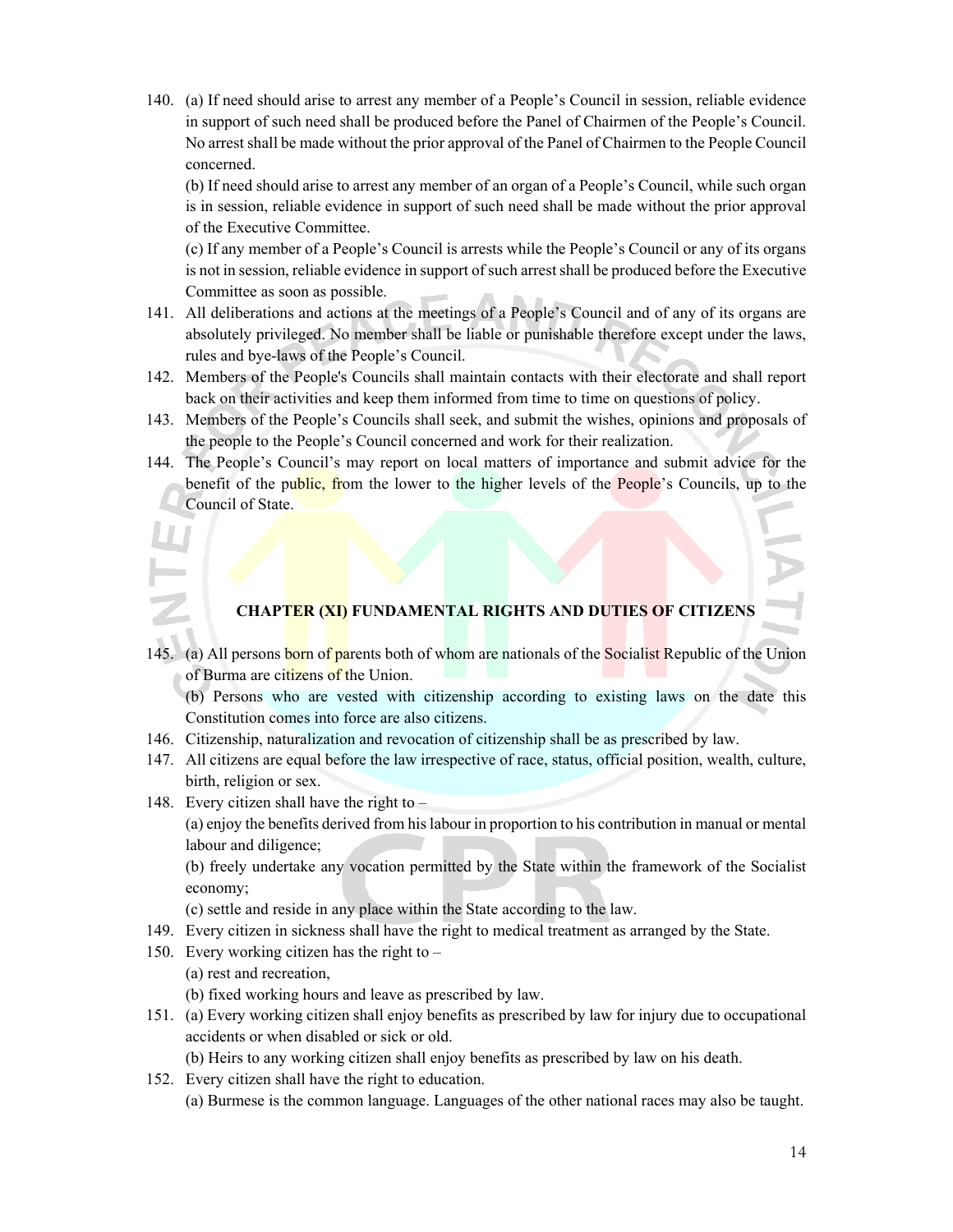140. (a) If need should arise to arrest any member of a People's Council in session, reliable evidence in support of such need shall be produced before the Panel of Chairmen of the People's Council. No arrest shall be made without the prior approval of the Panel of Chairmen to the People Council concerned.

    (b) If need should arise to arrest any member of an organ of a People's Council, while such organ is in session, reliable evidence in support of such need shall be made without the prior approval of the Executive Committee.

    (c) If any member of a People's Council is arrests while the People's Council or any of its organs is not in session, reliable evidence in support of such arrest shall be produced before the Executive Committee as soon as possible.

141. All deliberations and actions at the meetings of a People's Council and of any of its organs are absolutely privileged. No member shall be liable or punishable therefore except under the laws, rules and bye-laws of the People's Council.

142. Members of the People's Councils shall maintain contacts with their electorate and shall report back on their activities and keep them informed from time to time on questions of policy.

143. Members of the People's Councils shall seek, and submit the wishes, opinions and proposals of the people to the People's Council concerned and work for their realization.

144. The People's Council's may report on local matters of importance and submit advice for the benefit of the public, from the lower to the higher levels of the People's Councils, up to the Council of State.

## CHAPTER (XI) FUNDAMENTAL RIGHTS AND DUTIES OF CITIZENS

145. (a) All persons born of parents both of whom are nationals of the Socialist Republic of the Union of Burma are citizens of the Union.

    (b) Persons who are vested with citizenship according to existing laws on the date this Constitution comes into force are also citizens.

146. Citizenship, naturalization and revocation of citizenship shall be as prescribed by law.

147. All citizens are equal before the law irrespective of race, status, official position, wealth, culture, birth, religion or sex.

148. Every citizen shall have the right to –

    (a) enjoy the benefits derived from his labour in proportion to his contribution in manual or mental labour and diligence;

    (b) freely undertake any vocation permitted by the State within the framework of the Socialist economy;

    (c) settle and reside in any place within the State according to the law.

149. Every citizen in sickness shall have the right to medical treatment as arranged by the State.

150. Every working citizen has the right to –

    (a) rest and recreation,

    (b) fixed working hours and leave as prescribed by law.

151. (a) Every working citizen shall enjoy benefits as prescribed by law for injury due to occupational accidents or when disabled or sick or old.

    (b) Heirs to any working citizen shall enjoy benefits as prescribed by law on his death.

152. Every citizen shall have the right to education.

    (a) Burmese is the common language. Languages of the other national races may also be taught.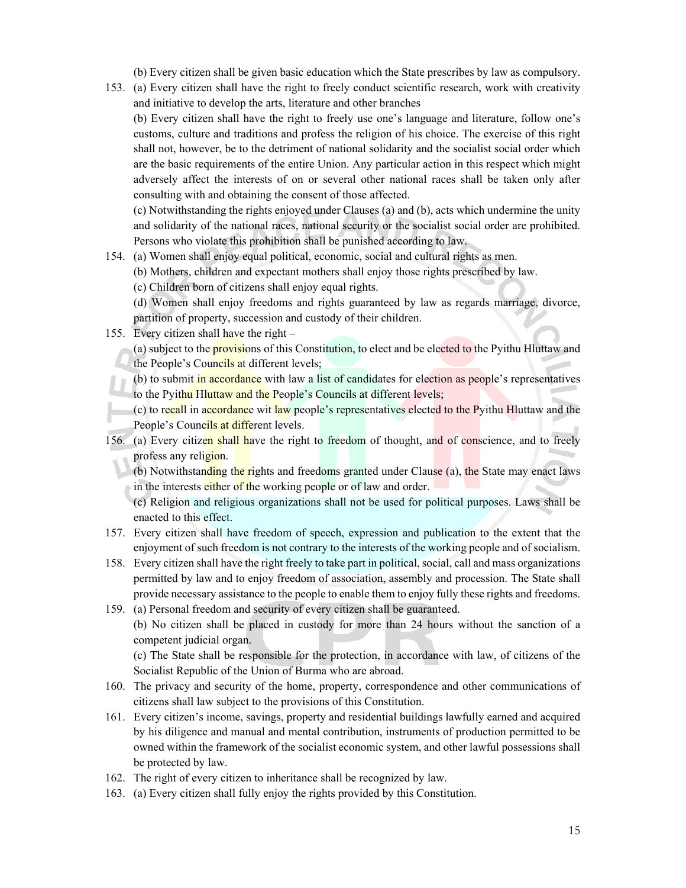(b) Every citizen shall be given basic education which the State prescribes by law as compulsory.

153. (a) Every citizen shall have the right to freely conduct scientific research, work with creativity and initiative to develop the arts, literature and other branches

(b) Every citizen shall have the right to freely use one's language and literature, follow one's customs, culture and traditions and profess the religion of his choice. The exercise of this right shall not, however, be to the detriment of national solidarity and the socialist social order which are the basic requirements of the entire Union. Any particular action in this respect which might adversely affect the interests of on or several other national races shall be taken only after consulting with and obtaining the consent of those affected.

(c) Notwithstanding the rights enjoyed under Clauses (a) and (b), acts which undermine the unity and solidarity of the national races, national security or the socialist social order are prohibited. Persons who violate this prohibition shall be punished according to law.

154. (a) Women shall enjoy equal political, economic, social and cultural rights as men.

(b) Mothers, children and expectant mothers shall enjoy those rights prescribed by law.

(c) Children born of citizens shall enjoy equal rights.

(d) Women shall enjoy freedoms and rights guaranteed by law as regards marriage, divorce, partition of property, succession and custody of their children.

155. Every citizen shall have the right –

(a) subject to the provisions of this Constitution, to elect and be elected to the Pyithu Hluttaw and the People's Councils at different levels;

(b) to submit in accordance with law a list of candidates for election as people's representatives to the Pyithu Hluttaw and the People's Councils at different levels;

(c) to recall in accordance wit law people's representatives elected to the Pyithu Hluttaw and the People's Councils at different levels.

156. (a) Every citizen shall have the right to freedom of thought, and of conscience, and to freely profess any religion.

(b) Notwithstanding the rights and freedoms granted under Clause (a), the State may enact laws in the interests either of the working people or of law and order.

(c) Religion and religious organizations shall not be used for political purposes. Laws shall be enacted to this effect.

157. Every citizen shall have freedom of speech, expression and publication to the extent that the enjoyment of such freedom is not contrary to the interests of the working people and of socialism.

158. Every citizen shall have the right freely to take part in political, social, call and mass organizations permitted by law and to enjoy freedom of association, assembly and procession. The State shall provide necessary assistance to the people to enable them to enjoy fully these rights and freedoms.

159. (a) Personal freedom and security of every citizen shall be guaranteed.

(b) No citizen shall be placed in custody for more than 24 hours without the sanction of a competent judicial organ.

(c) The State shall be responsible for the protection, in accordance with law, of citizens of the Socialist Republic of the Union of Burma who are abroad.

160. The privacy and security of the home, property, correspondence and other communications of citizens shall law subject to the provisions of this Constitution.

161. Every citizen's income, savings, property and residential buildings lawfully earned and acquired by his diligence and manual and mental contribution, instruments of production permitted to be owned within the framework of the socialist economic system, and other lawful possessions shall be protected by law.

162. The right of every citizen to inheritance shall be recognized by law.

163. (a) Every citizen shall fully enjoy the rights provided by this Constitution.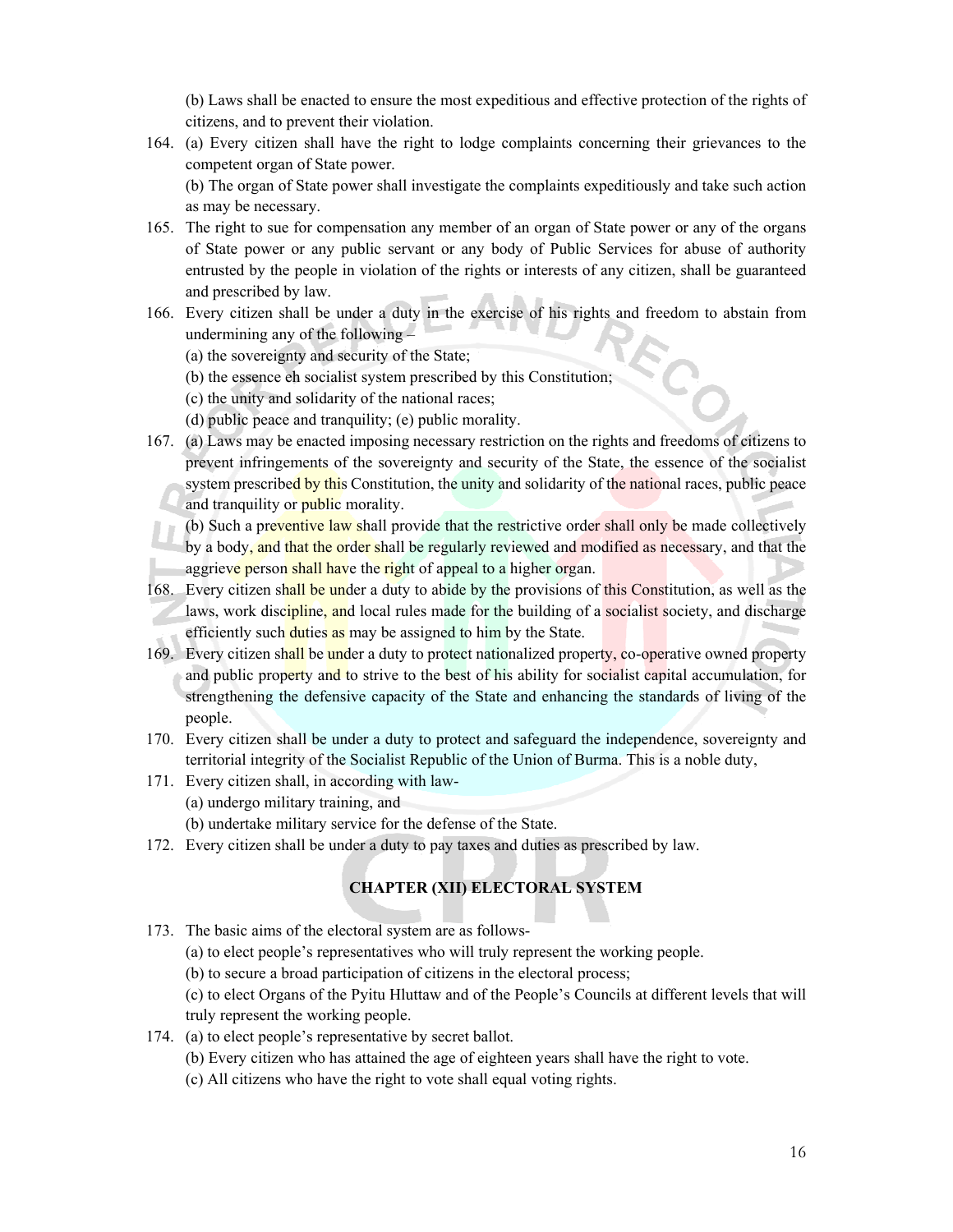(b) Laws shall be enacted to ensure the most expeditious and effective protection of the rights of citizens, and to prevent their violation.

164. (a) Every citizen shall have the right to lodge complaints concerning their grievances to the competent organ of State power.

     (b) The organ of State power shall investigate the complaints expeditiously and take such action as may be necessary.

165. The right to sue for compensation any member of an organ of State power or any of the organs of State power or any public servant or any body of Public Services for abuse of authority entrusted by the people in violation of the rights or interests of any citizen, shall be guaranteed and prescribed by law.

166. Every citizen shall be under a duty in the exercise of his rights and freedom to abstain from undermining any of the following –

     (a) the sovereignty and security of the State;

     (b) the essence eh socialist system prescribed by this Constitution;

     (c) the unity and solidarity of the national races;

     (d) public peace and tranquility; (e) public morality.

167. (a) Laws may be enacted imposing necessary restriction on the rights and freedoms of citizens to prevent infringements of the sovereignty and security of the State, the essence of the socialist system prescribed by this Constitution, the unity and solidarity of the national races, public peace and tranquility or public morality.

     (b) Such a preventive law shall provide that the restrictive order shall only be made collectively by a body, and that the order shall be regularly reviewed and modified as necessary, and that the aggrieve person shall have the right of appeal to a higher organ.

168. Every citizen shall be under a duty to abide by the provisions of this Constitution, as well as the laws, work discipline, and local rules made for the building of a socialist society, and discharge efficiently such duties as may be assigned to him by the State.

169. Every citizen shall be under a duty to protect nationalized property, co-operative owned property and public property and to strive to the best of his ability for socialist capital accumulation, for strengthening the defensive capacity of the State and enhancing the standards of living of the people.

170. Every citizen shall be under a duty to protect and safeguard the independence, sovereignty and territorial integrity of the Socialist Republic of the Union of Burma. This is a noble duty,

171. Every citizen shall, in according with law-

     (a) undergo military training, and

     (b) undertake military service for the defense of the State.

172. Every citizen shall be under a duty to pay taxes and duties as prescribed by law.

## CHAPTER (XII) ELECTORAL SYSTEM

173. The basic aims of the electoral system are as follows-

     (a) to elect people's representatives who will truly represent the working people.

     (b) to secure a broad participation of citizens in the electoral process;

     (c) to elect Organs of the Pyitu Hluttaw and of the People's Councils at different levels that will truly represent the working people.

174. (a) to elect people's representative by secret ballot.

     (b) Every citizen who has attained the age of eighteen years shall have the right to vote.

     (c) All citizens who have the right to vote shall equal voting rights.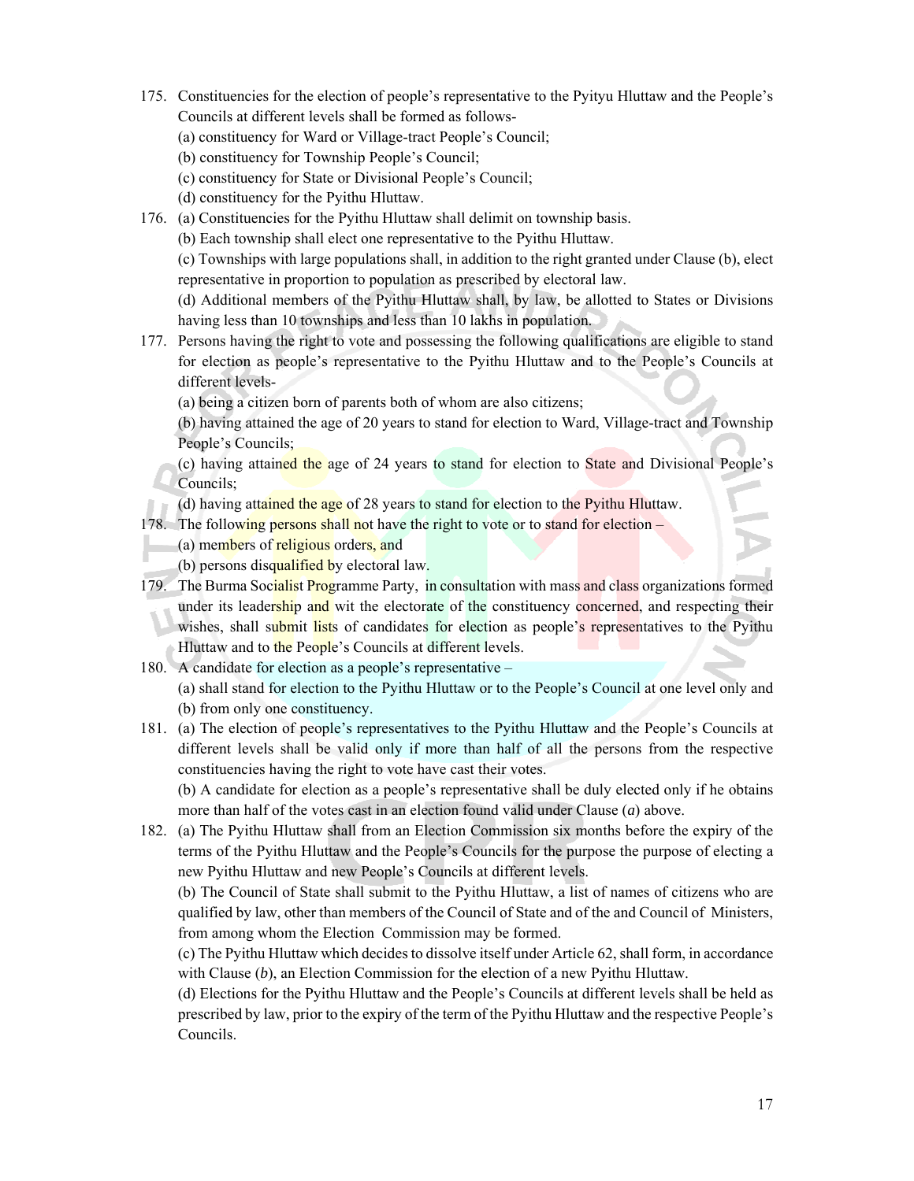175. Constituencies for the election of people's representative to the Pyityu Hluttaw and the People's Councils at different levels shall be formed as follows-
   (a) constituency for Ward or Village-tract People's Council;
   (b) constituency for Township People's Council;
   (c) constituency for State or Divisional People's Council;
   (d) constituency for the Pyithu Hluttaw.

176. (a) Constituencies for the Pyithu Hluttaw shall delimit on township basis.
   (b) Each township shall elect one representative to the Pyithu Hluttaw.
   (c) Townships with large populations shall, in addition to the right granted under Clause (b), elect representative in proportion to population as prescribed by electoral law.
   (d) Additional members of the Pyithu Hluttaw shall, by law, be allotted to States or Divisions having less than 10 townships and less than 10 lakhs in population.

177. Persons having the right to vote and possessing the following qualifications are eligible to stand for election as people's representative to the Pyithu Hluttaw and to the People's Councils at different levels-
   (a) being a citizen born of parents both of whom are also citizens;
   (b) having attained the age of 20 years to stand for election to Ward, Village-tract and Township People's Councils;
   (c) having attained the age of 24 years to stand for election to State and Divisional People's Councils;
   (d) having attained the age of 28 years to stand for election to the Pyithu Hluttaw.

178. The following persons shall not have the right to vote or to stand for election –
   (a) members of religious orders, and
   (b) persons disqualified by electoral law.

179. The Burma Socialist Programme Party, in consultation with mass and class organizations formed under its leadership and wit the electorate of the constituency concerned, and respecting their wishes, shall submit lists of candidates for election as people's representatives to the Pyithu Hluttaw and to the People's Councils at different levels.

180. A candidate for election as a people's representative –
   (a) shall stand for election to the Pyithu Hluttaw or to the People's Council at one level only and
   (b) from only one constituency.

181. (a) The election of people's representatives to the Pyithu Hluttaw and the People's Councils at different levels shall be valid only if more than half of all the persons from the respective constituencies having the right to vote have cast their votes.
   (b) A candidate for election as a people's representative shall be duly elected only if he obtains more than half of the votes cast in an election found valid under Clause (*a*) above.

182. (a) The Pyithu Hluttaw shall from an Election Commission six months before the expiry of the terms of the Pyithu Hluttaw and the People's Councils for the purpose the purpose of electing a new Pyithu Hluttaw and new People's Councils at different levels.
   (b) The Council of State shall submit to the Pyithu Hluttaw, a list of names of citizens who are qualified by law, other than members of the Council of State and of the and Council of Ministers, from among whom the Election Commission may be formed.
   (c) The Pyithu Hluttaw which decides to dissolve itself under Article 62, shall form, in accordance with Clause (*b*), an Election Commission for the election of a new Pyithu Hluttaw.
   (d) Elections for the Pyithu Hluttaw and the People's Councils at different levels shall be held as prescribed by law, prior to the expiry of the term of the Pyithu Hluttaw and the respective People's Councils.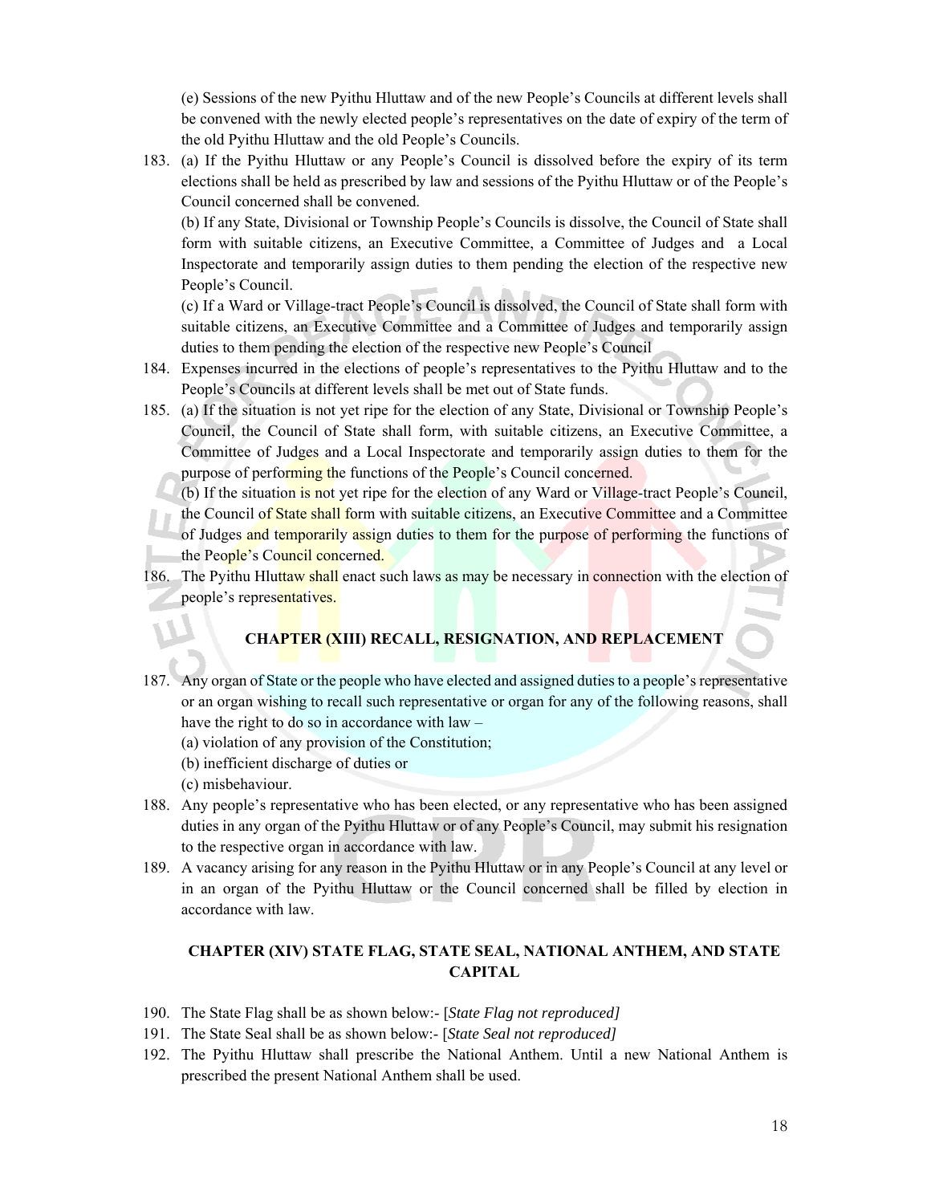(e) Sessions of the new Pyithu Hluttaw and of the new People's Councils at different levels shall be convened with the newly elected people's representatives on the date of expiry of the term of the old Pyithu Hluttaw and the old People's Councils.

183. (a) If the Pyithu Hluttaw or any People's Council is dissolved before the expiry of its term elections shall be held as prescribed by law and sessions of the Pyithu Hluttaw or of the People's Council concerned shall be convened.

(b) If any State, Divisional or Township People's Councils is dissolve, the Council of State shall form with suitable citizens, an Executive Committee, a Committee of Judges and a Local Inspectorate and temporarily assign duties to them pending the election of the respective new People's Council.

(c) If a Ward or Village-tract People's Council is dissolved, the Council of State shall form with suitable citizens, an Executive Committee and a Committee of Judges and temporarily assign duties to them pending the election of the respective new People's Council

184. Expenses incurred in the elections of people's representatives to the Pyithu Hluttaw and to the People's Councils at different levels shall be met out of State funds.

185. (a) If the situation is not yet ripe for the election of any State, Divisional or Township People's Council, the Council of State shall form, with suitable citizens, an Executive Committee, a Committee of Judges and a Local Inspectorate and temporarily assign duties to them for the purpose of performing the functions of the People's Council concerned.

(b) If the situation is not yet ripe for the election of any Ward or Village-tract People's Council, the Council of State shall form with suitable citizens, an Executive Committee and a Committee of Judges and temporarily assign duties to them for the purpose of performing the functions of the People's Council concerned.

186. The Pyithu Hluttaw shall enact such laws as may be necessary in connection with the election of people's representatives.

## CHAPTER (XIII) RECALL, RESIGNATION, AND REPLACEMENT

187. Any organ of State or the people who have elected and assigned duties to a people's representative or an organ wishing to recall such representative or organ for any of the following reasons, shall have the right to do so in accordance with law –

(a) violation of any provision of the Constitution;

(b) inefficient discharge of duties or

(c) misbehaviour.

188. Any people's representative who has been elected, or any representative who has been assigned duties in any organ of the Pyithu Hluttaw or of any People's Council, may submit his resignation to the respective organ in accordance with law.

189. A vacancy arising for any reason in the Pyithu Hluttaw or in any People's Council at any level or in an organ of the Pyithu Hluttaw or the Council concerned shall be filled by election in accordance with law.

## CHAPTER (XIV) STATE FLAG, STATE SEAL, NATIONAL ANTHEM, AND STATE CAPITAL

190. The State Flag shall be as shown below:- [*State Flag not reproduced]*

191. The State Seal shall be as shown below:- [*State Seal not reproduced]*

192. The Pyithu Hluttaw shall prescribe the National Anthem. Until a new National Anthem is prescribed the present National Anthem shall be used.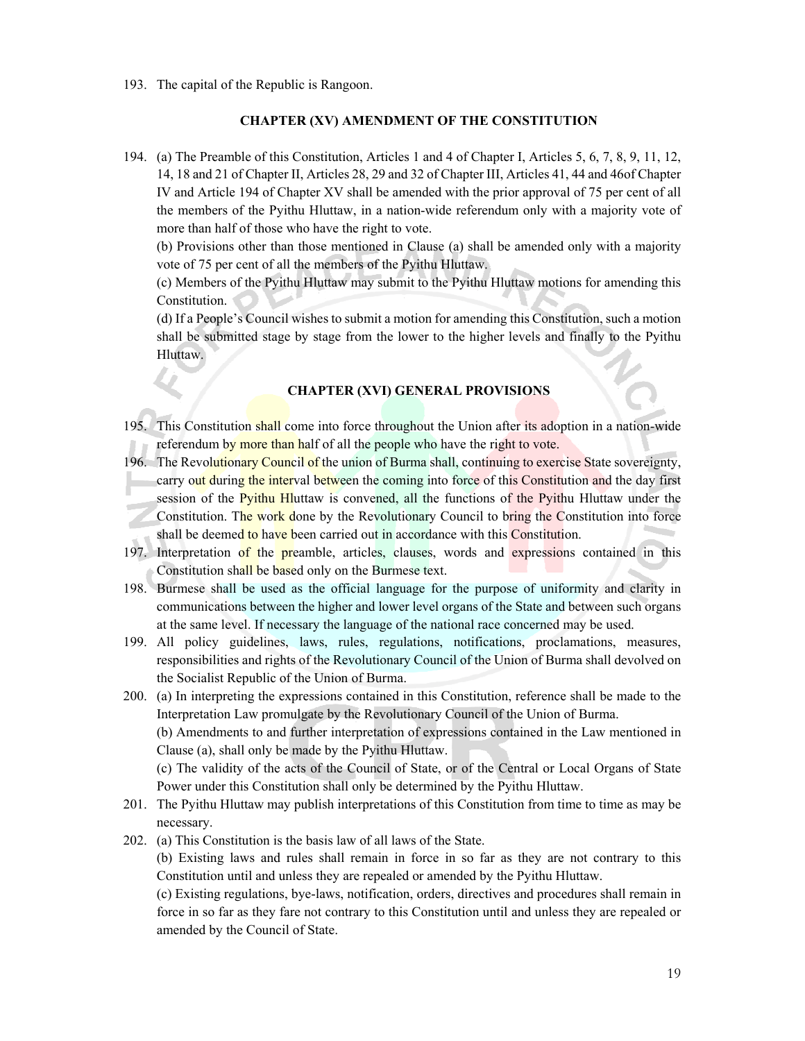193. The capital of the Republic is Rangoon.

## CHAPTER (XV) AMENDMENT OF THE CONSTITUTION

194. (a) The Preamble of this Constitution, Articles 1 and 4 of Chapter I, Articles 5, 6, 7, 8, 9, 11, 12, 14, 18 and 21 of Chapter II, Articles 28, 29 and 32 of Chapter III, Articles 41, 44 and 46of Chapter IV and Article 194 of Chapter XV shall be amended with the prior approval of 75 per cent of all the members of the Pyithu Hluttaw, in a nation-wide referendum only with a majority vote of more than half of those who have the right to vote.
(b) Provisions other than those mentioned in Clause (a) shall be amended only with a majority vote of 75 per cent of all the members of the Pyithu Hluttaw.
(c) Members of the Pyithu Hluttaw may submit to the Pyithu Hluttaw motions for amending this Constitution.
(d) If a People's Council wishes to submit a motion for amending this Constitution, such a motion shall be submitted stage by stage from the lower to the higher levels and finally to the Pyithu Hluttaw.

## CHAPTER (XVI) GENERAL PROVISIONS

195. This Constitution shall come into force throughout the Union after its adoption in a nation-wide referendum by more than half of all the people who have the right to vote.
196. The Revolutionary Council of the union of Burma shall, continuing to exercise State sovereignty, carry out during the interval between the coming into force of this Constitution and the day first session of the Pyithu Hluttaw is convened, all the functions of the Pyithu Hluttaw under the Constitution. The work done by the Revolutionary Council to bring the Constitution into force shall be deemed to have been carried out in accordance with this Constitution.
197. Interpretation of the preamble, articles, clauses, words and expressions contained in this Constitution shall be based only on the Burmese text.
198. Burmese shall be used as the official language for the purpose of uniformity and clarity in communications between the higher and lower level organs of the State and between such organs at the same level. If necessary the language of the national race concerned may be used.
199. All policy guidelines, laws, rules, regulations, notifications, proclamations, measures, responsibilities and rights of the Revolutionary Council of the Union of Burma shall devolved on the Socialist Republic of the Union of Burma.
200. (a) In interpreting the expressions contained in this Constitution, reference shall be made to the Interpretation Law promulgate by the Revolutionary Council of the Union of Burma.
(b) Amendments to and further interpretation of expressions contained in the Law mentioned in Clause (a), shall only be made by the Pyithu Hluttaw.
(c) The validity of the acts of the Council of State, or of the Central or Local Organs of State Power under this Constitution shall only be determined by the Pyithu Hluttaw.
201. The Pyithu Hluttaw may publish interpretations of this Constitution from time to time as may be necessary.
202. (a) This Constitution is the basis law of all laws of the State.
(b) Existing laws and rules shall remain in force in so far as they are not contrary to this Constitution until and unless they are repealed or amended by the Pyithu Hluttaw.
(c) Existing regulations, bye-laws, notification, orders, directives and procedures shall remain in force in so far as they fare not contrary to this Constitution until and unless they are repealed or amended by the Council of State.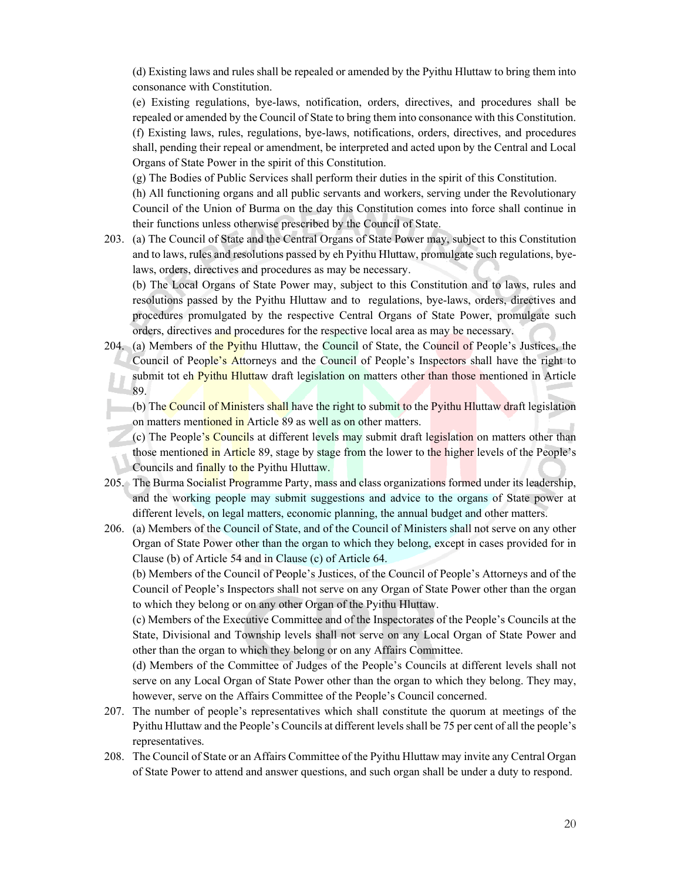(d) Existing laws and rules shall be repealed or amended by the Pyithu Hluttaw to bring them into consonance with Constitution.

(e) Existing regulations, bye-laws, notification, orders, directives, and procedures shall be repealed or amended by the Council of State to bring them into consonance with this Constitution.

(f) Existing laws, rules, regulations, bye-laws, notifications, orders, directives, and procedures shall, pending their repeal or amendment, be interpreted and acted upon by the Central and Local Organs of State Power in the spirit of this Constitution.

(g) The Bodies of Public Services shall perform their duties in the spirit of this Constitution.

(h) All functioning organs and all public servants and workers, serving under the Revolutionary Council of the Union of Burma on the day this Constitution comes into force shall continue in their functions unless otherwise prescribed by the Council of State.

203. (a) The Council of State and the Central Organs of State Power may, subject to this Constitution and to laws, rules and resolutions passed by eh Pyithu Hluttaw, promulgate such regulations, bye-laws, orders, directives and procedures as may be necessary.

(b) The Local Organs of State Power may, subject to this Constitution and to laws, rules and resolutions passed by the Pyithu Hluttaw and to regulations, bye-laws, orders, directives and procedures promulgated by the respective Central Organs of State Power, promulgate such orders, directives and procedures for the respective local area as may be necessary.

204. (a) Members of the Pyithu Hluttaw, the Council of State, the Council of People's Justices, the Council of People's Attorneys and the Council of People's Inspectors shall have the right to submit tot eh Pyithu Hluttaw draft legislation on matters other than those mentioned in Article 89.

(b) The Council of Ministers shall have the right to submit to the Pyithu Hluttaw draft legislation on matters mentioned in Article 89 as well as on other matters.

(c) The People's Councils at different levels may submit draft legislation on matters other than those mentioned in Article 89, stage by stage from the lower to the higher levels of the People's Councils and finally to the Pyithu Hluttaw.

205. The Burma Socialist Programme Party, mass and class organizations formed under its leadership, and the working people may submit suggestions and advice to the organs of State power at different levels, on legal matters, economic planning, the annual budget and other matters.

206. (a) Members of the Council of State, and of the Council of Ministers shall not serve on any other Organ of State Power other than the organ to which they belong, except in cases provided for in Clause (b) of Article 54 and in Clause (c) of Article 64.

(b) Members of the Council of People's Justices, of the Council of People's Attorneys and of the Council of People's Inspectors shall not serve on any Organ of State Power other than the organ to which they belong or on any other Organ of the Pyithu Hluttaw.

(c) Members of the Executive Committee and of the Inspectorates of the People's Councils at the State, Divisional and Township levels shall not serve on any Local Organ of State Power and other than the organ to which they belong or on any Affairs Committee.

(d) Members of the Committee of Judges of the People's Councils at different levels shall not serve on any Local Organ of State Power other than the organ to which they belong. They may, however, serve on the Affairs Committee of the People's Council concerned.

207. The number of people's representatives which shall constitute the quorum at meetings of the Pyithu Hluttaw and the People's Councils at different levels shall be 75 per cent of all the people's representatives.

208. The Council of State or an Affairs Committee of the Pyithu Hluttaw may invite any Central Organ of State Power to attend and answer questions, and such organ shall be under a duty to respond.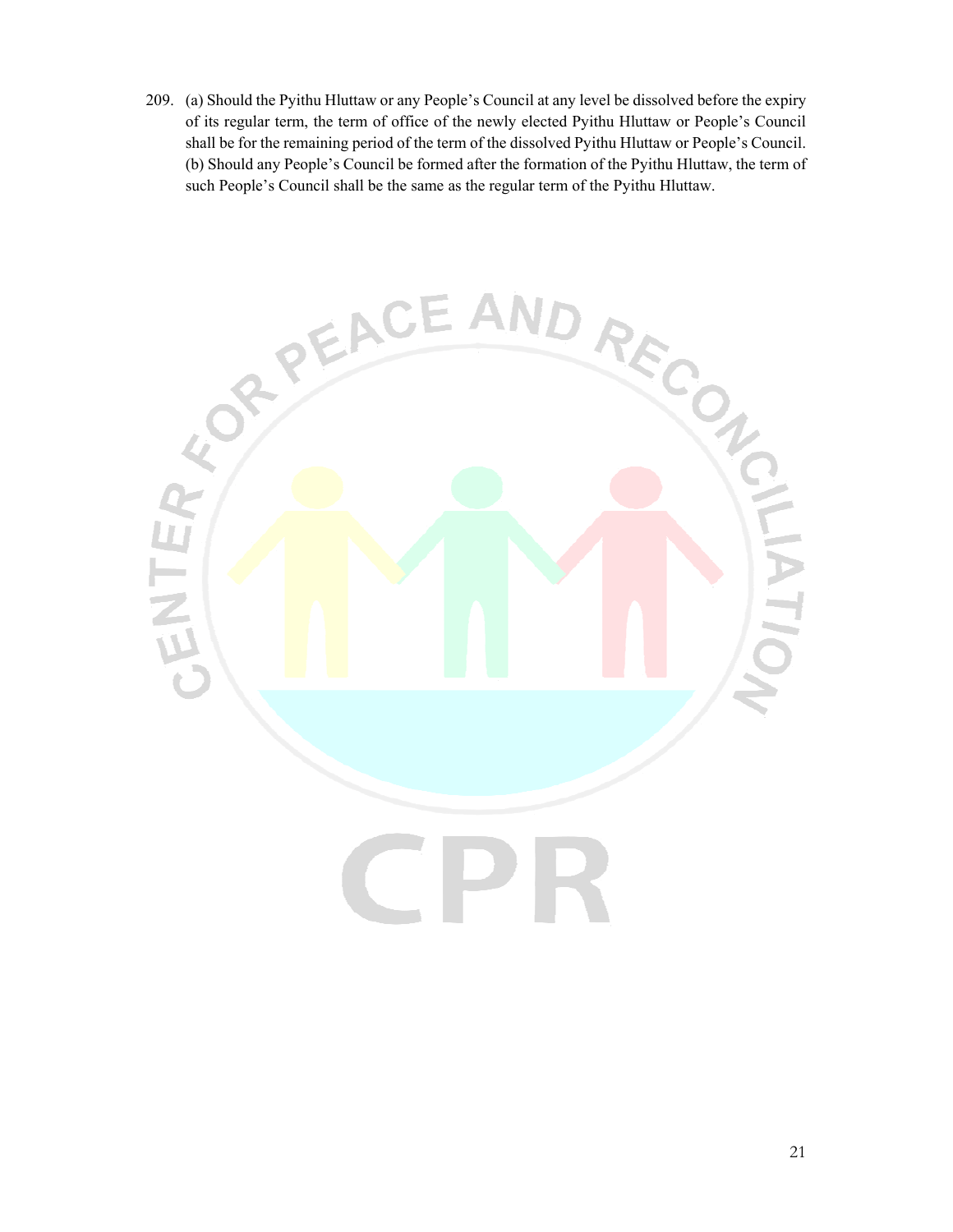209. (a) Should the Pyithu Hluttaw or any People's Council at any level be dissolved before the expiry of its regular term, the term of office of the newly elected Pyithu Hluttaw or People's Council shall be for the remaining period of the term of the dissolved Pyithu Hluttaw or People's Council.
(b) Should any People's Council be formed after the formation of the Pyithu Hluttaw, the term of such People's Council shall be the same as the regular term of the Pyithu Hluttaw.